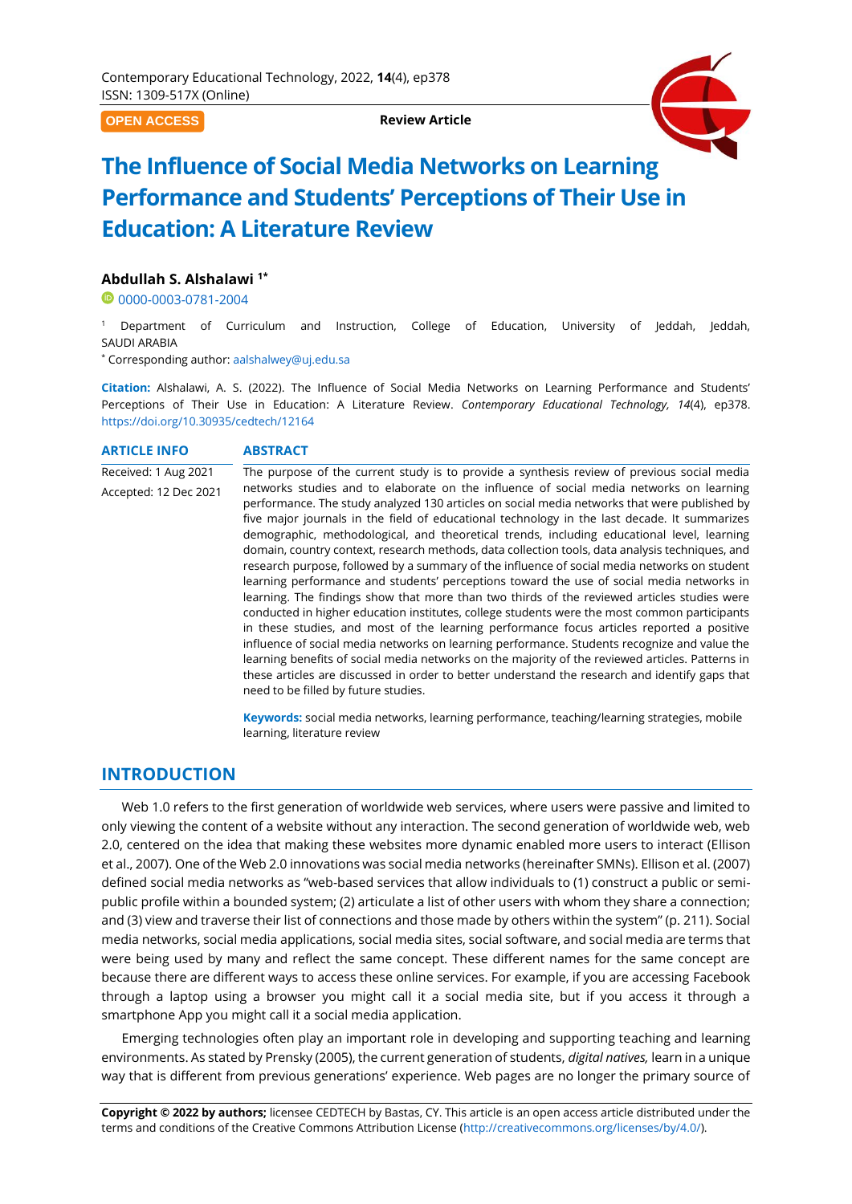OPEN ACCESS

**Review Article**

# The Influence of Social Media Networks on Learning Performance and Students' Perceptions of Their Use in Education: A Literature Review

**Abdullah S. Alshalawi** [1*]

0000-0003-0781-2004

[1] Department of Curriculum and Instruction, College of Education, University of Jeddah, Jeddah, SAUDI ARABIA

[*] Corresponding author: aalshalwey@uj.edu.sa

**Citation:** Alshalawi, A. S. (2022). The Influence of Social Media Networks on Learning Performance and Students' Perceptions of Their Use in Education: A Literature Review. *Contemporary Educational Technology, 14*(4), ep378. https://doi.org/10.30935/cedtech/12164

**ARTICLE INFO**

Received: 1 Aug 2021

Accepted: 12 Dec 2021

**ABSTRACT**

The purpose of the current study is to provide a synthesis review of previous social media networks studies and to elaborate on the influence of social media networks on learning performance. The study analyzed 130 articles on social media networks that were published by five major journals in the field of educational technology in the last decade. It summarizes demographic, methodological, and theoretical trends, including educational level, learning domain, country context, research methods, data collection tools, data analysis techniques, and research purpose, followed by a summary of the influence of social media networks on student learning performance and students' perceptions toward the use of social media networks in learning. The findings show that more than two thirds of the reviewed articles studies were conducted in higher education institutes, college students were the most common participants in these studies, and most of the learning performance focus articles reported a positive influence of social media networks on learning performance. Students recognize and value the learning benefits of social media networks on the majority of the reviewed articles. Patterns in these articles are discussed in order to better understand the research and identify gaps that need to be filled by future studies.

**Keywords:** social media networks, learning performance, teaching/learning strategies, mobile learning, literature review

## INTRODUCTION

Web 1.0 refers to the first generation of worldwide web services, where users were passive and limited to only viewing the content of a website without any interaction. The second generation of worldwide web, web 2.0, centered on the idea that making these websites more dynamic enabled more users to interact (Ellison et al., 2007). One of the Web 2.0 innovations was social media networks (hereinafter SMNs). Ellison et al. (2007) defined social media networks as "web-based services that allow individuals to (1) construct a public or semi-public profile within a bounded system; (2) articulate a list of other users with whom they share a connection; and (3) view and traverse their list of connections and those made by others within the system" (p. 211). Social media networks, social media applications, social media sites, social software, and social media are terms that were being used by many and reflect the same concept. These different names for the same concept are because there are different ways to access these online services. For example, if you are accessing Facebook through a laptop using a browser you might call it a social media site, but if you access it through a smartphone App you might call it a social media application.

Emerging technologies often play an important role in developing and supporting teaching and learning environments. As stated by Prensky (2005), the current generation of students, *digital natives,* learn in a unique way that is different from previous generations' experience. Web pages are no longer the primary source of

**Copyright © 2022 by authors;** licensee CEDTECH by Bastas, CY. This article is an open access article distributed under the terms and conditions of the Creative Commons Attribution License (http://creativecommons.org/licenses/by/4.0/).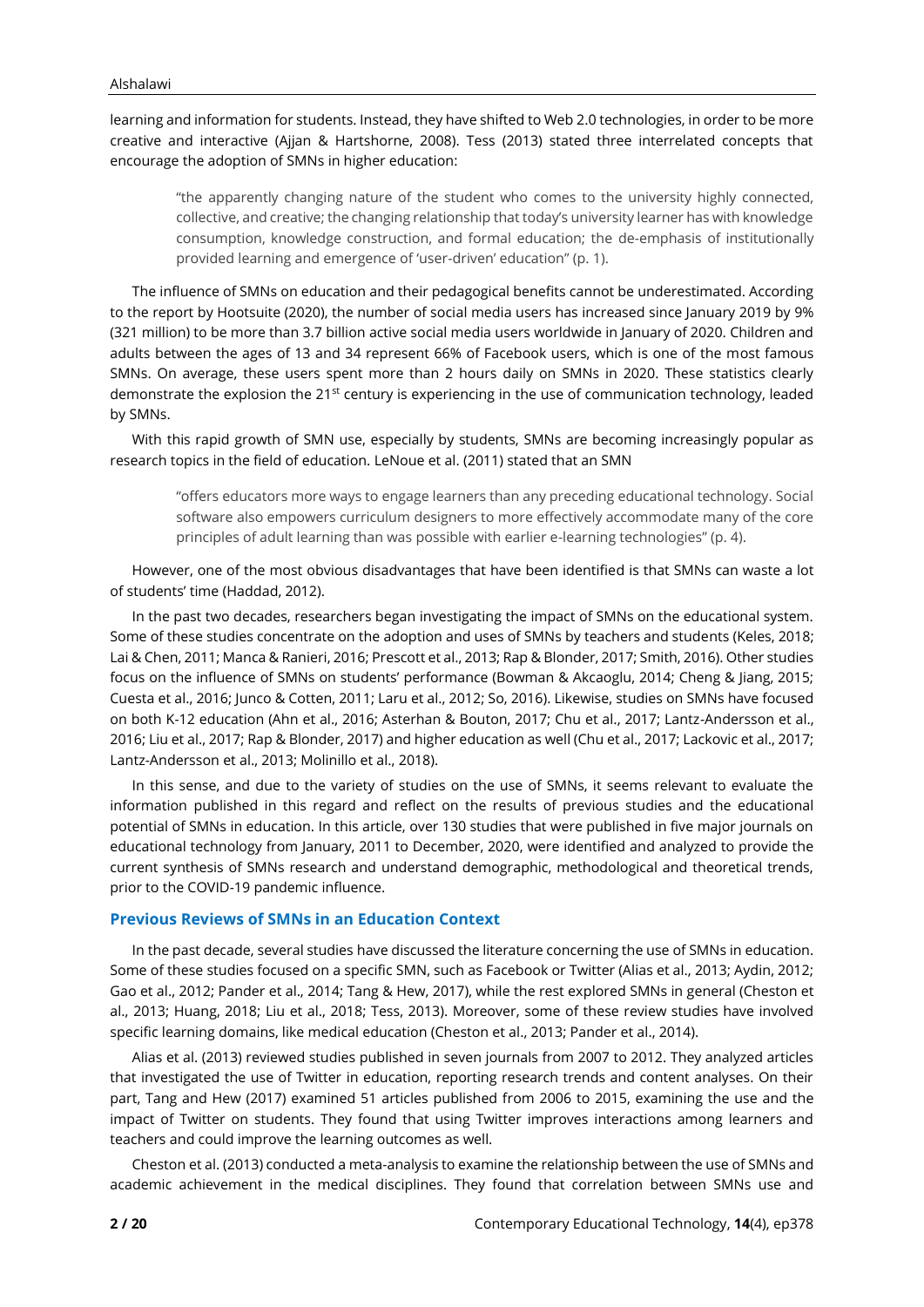learning and information for students. Instead, they have shifted to Web 2.0 technologies, in order to be more creative and interactive (Ajjan & Hartshorne, 2008). Tess (2013) stated three interrelated concepts that encourage the adoption of SMNs in higher education:

> "the apparently changing nature of the student who comes to the university highly connected, collective, and creative; the changing relationship that today's university learner has with knowledge consumption, knowledge construction, and formal education; the de-emphasis of institutionally provided learning and emergence of 'user-driven' education" (p. 1).

The influence of SMNs on education and their pedagogical benefits cannot be underestimated. According to the report by Hootsuite (2020), the number of social media users has increased since January 2019 by 9% (321 million) to be more than 3.7 billion active social media users worldwide in January of 2020. Children and adults between the ages of 13 and 34 represent 66% of Facebook users, which is one of the most famous SMNs. On average, these users spent more than 2 hours daily on SMNs in 2020. These statistics clearly demonstrate the explosion the 21st century is experiencing in the use of communication technology, leaded by SMNs.

With this rapid growth of SMN use, especially by students, SMNs are becoming increasingly popular as research topics in the field of education. LeNoue et al. (2011) stated that an SMN

> "offers educators more ways to engage learners than any preceding educational technology. Social software also empowers curriculum designers to more effectively accommodate many of the core principles of adult learning than was possible with earlier e-learning technologies" (p. 4).

However, one of the most obvious disadvantages that have been identified is that SMNs can waste a lot of students' time (Haddad, 2012).

In the past two decades, researchers began investigating the impact of SMNs on the educational system. Some of these studies concentrate on the adoption and uses of SMNs by teachers and students (Keles, 2018; Lai & Chen, 2011; Manca & Ranieri, 2016; Prescott et al., 2013; Rap & Blonder, 2017; Smith, 2016). Other studies focus on the influence of SMNs on students' performance (Bowman & Akcaoglu, 2014; Cheng & Jiang, 2015; Cuesta et al., 2016; Junco & Cotten, 2011; Laru et al., 2012; So, 2016). Likewise, studies on SMNs have focused on both K-12 education (Ahn et al., 2016; Asterhan & Bouton, 2017; Chu et al., 2017; Lantz-Andersson et al., 2016; Liu et al., 2017; Rap & Blonder, 2017) and higher education as well (Chu et al., 2017; Lackovic et al., 2017; Lantz-Andersson et al., 2013; Molinillo et al., 2018).

In this sense, and due to the variety of studies on the use of SMNs, it seems relevant to evaluate the information published in this regard and reflect on the results of previous studies and the educational potential of SMNs in education. In this article, over 130 studies that were published in five major journals on educational technology from January, 2011 to December, 2020, were identified and analyzed to provide the current synthesis of SMNs research and understand demographic, methodological and theoretical trends, prior to the COVID-19 pandemic influence.

## Previous Reviews of SMNs in an Education Context

In the past decade, several studies have discussed the literature concerning the use of SMNs in education. Some of these studies focused on a specific SMN, such as Facebook or Twitter (Alias et al., 2013; Aydin, 2012; Gao et al., 2012; Pander et al., 2014; Tang & Hew, 2017), while the rest explored SMNs in general (Cheston et al., 2013; Huang, 2018; Liu et al., 2018; Tess, 2013). Moreover, some of these review studies have involved specific learning domains, like medical education (Cheston et al., 2013; Pander et al., 2014).

Alias et al. (2013) reviewed studies published in seven journals from 2007 to 2012. They analyzed articles that investigated the use of Twitter in education, reporting research trends and content analyses. On their part, Tang and Hew (2017) examined 51 articles published from 2006 to 2015, examining the use and the impact of Twitter on students. They found that using Twitter improves interactions among learners and teachers and could improve the learning outcomes as well.

Cheston et al. (2013) conducted a meta-analysis to examine the relationship between the use of SMNs and academic achievement in the medical disciplines. They found that correlation between SMNs use and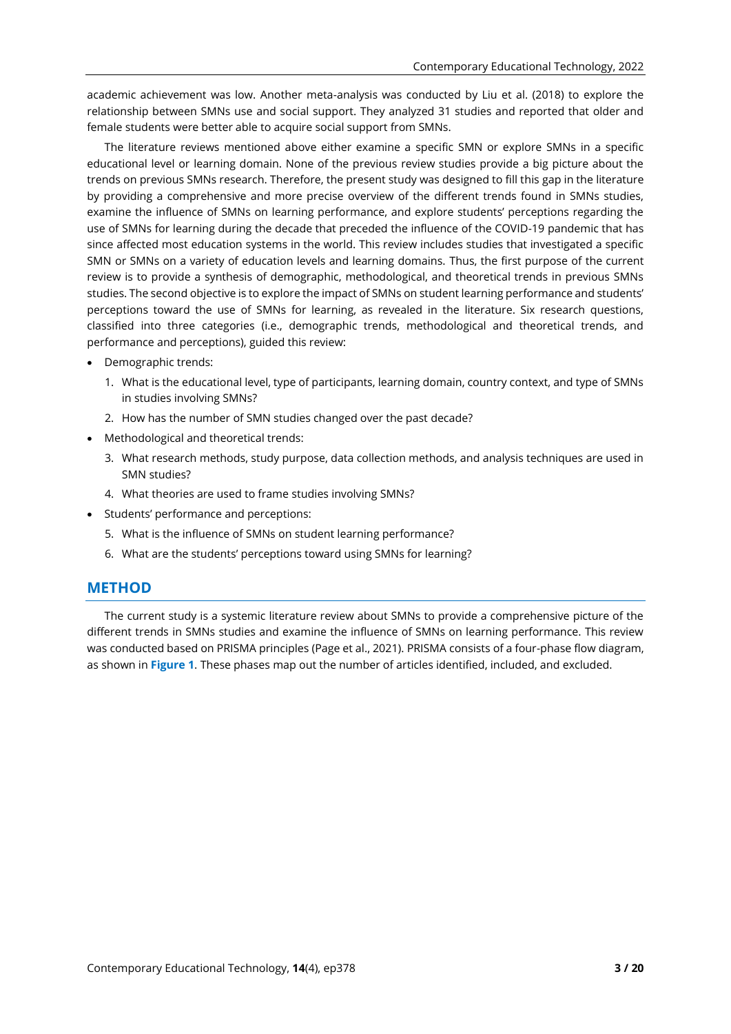academic achievement was low. Another meta-analysis was conducted by Liu et al. (2018) to explore the relationship between SMNs use and social support. They analyzed 31 studies and reported that older and female students were better able to acquire social support from SMNs.

The literature reviews mentioned above either examine a specific SMN or explore SMNs in a specific educational level or learning domain. None of the previous review studies provide a big picture about the trends on previous SMNs research. Therefore, the present study was designed to fill this gap in the literature by providing a comprehensive and more precise overview of the different trends found in SMNs studies, examine the influence of SMNs on learning performance, and explore students' perceptions regarding the use of SMNs for learning during the decade that preceded the influence of the COVID-19 pandemic that has since affected most education systems in the world. This review includes studies that investigated a specific SMN or SMNs on a variety of education levels and learning domains. Thus, the first purpose of the current review is to provide a synthesis of demographic, methodological, and theoretical trends in previous SMNs studies. The second objective is to explore the impact of SMNs on student learning performance and students' perceptions toward the use of SMNs for learning, as revealed in the literature. Six research questions, classified into three categories (i.e., demographic trends, methodological and theoretical trends, and performance and perceptions), guided this review:

- Demographic trends:
  1. What is the educational level, type of participants, learning domain, country context, and type of SMNs in studies involving SMNs?
  2. How has the number of SMN studies changed over the past decade?
- Methodological and theoretical trends:
  3. What research methods, study purpose, data collection methods, and analysis techniques are used in SMN studies?
  4. What theories are used to frame studies involving SMNs?
- Students' performance and perceptions:
  5. What is the influence of SMNs on student learning performance?
  6. What are the students' perceptions toward using SMNs for learning?

## METHOD

The current study is a systemic literature review about SMNs to provide a comprehensive picture of the different trends in SMNs studies and examine the influence of SMNs on learning performance. This review was conducted based on PRISMA principles (Page et al., 2021). PRISMA consists of a four-phase flow diagram, as shown in **Figure 1**. These phases map out the number of articles identified, included, and excluded.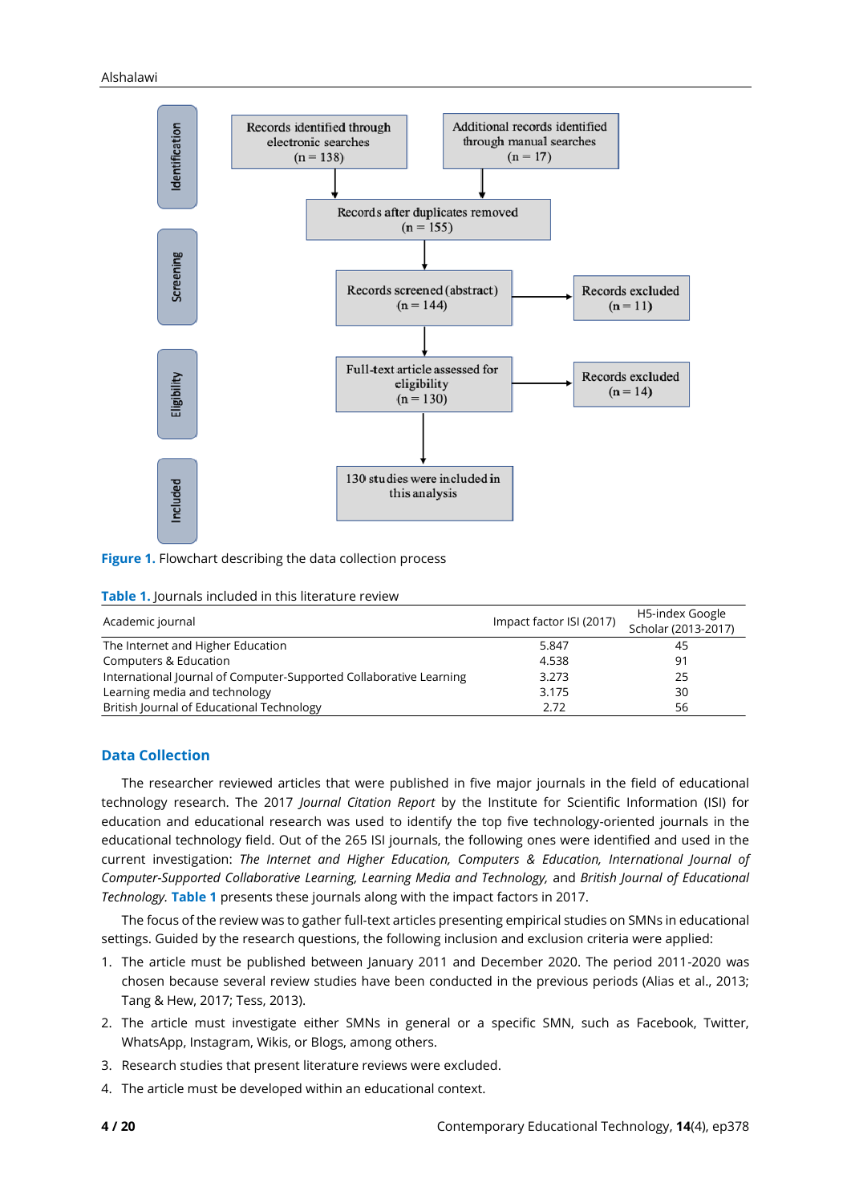Figure 1. Flowchart describing the data collection process

Table 1. Journals included in this literature review

| Academic journal | Impact factor ISI (2017) | H5-index Google Scholar (2013-2017) |
|---|---|---|
| The Internet and Higher Education | 5.847 | 45 |
| Computers & Education | 4.538 | 91 |
| International Journal of Computer-Supported Collaborative Learning | 3.273 | 25 |
| Learning media and technology | 3.175 | 30 |
| British Journal of Educational Technology | 2.72 | 56 |

## Data Collection

The researcher reviewed articles that were published in five major journals in the field of educational technology research. The 2017 *Journal Citation Report* by the Institute for Scientific Information (ISI) for education and educational research was used to identify the top five technology-oriented journals in the educational technology field. Out of the 265 ISI journals, the following ones were identified and used in the current investigation: *The Internet and Higher Education, Computers & Education, International Journal of Computer-Supported Collaborative Learning, Learning Media and Technology,* and *British Journal of Educational Technology.* Table 1 presents these journals along with the impact factors in 2017.

The focus of the review was to gather full-text articles presenting empirical studies on SMNs in educational settings. Guided by the research questions, the following inclusion and exclusion criteria were applied:

1. The article must be published between January 2011 and December 2020. The period 2011-2020 was chosen because several review studies have been conducted in the previous periods (Alias et al., 2013; Tang & Hew, 2017; Tess, 2013).
2. The article must investigate either SMNs in general or a specific SMN, such as Facebook, Twitter, WhatsApp, Instagram, Wikis, or Blogs, among others.
3. Research studies that present literature reviews were excluded.
4. The article must be developed within an educational context.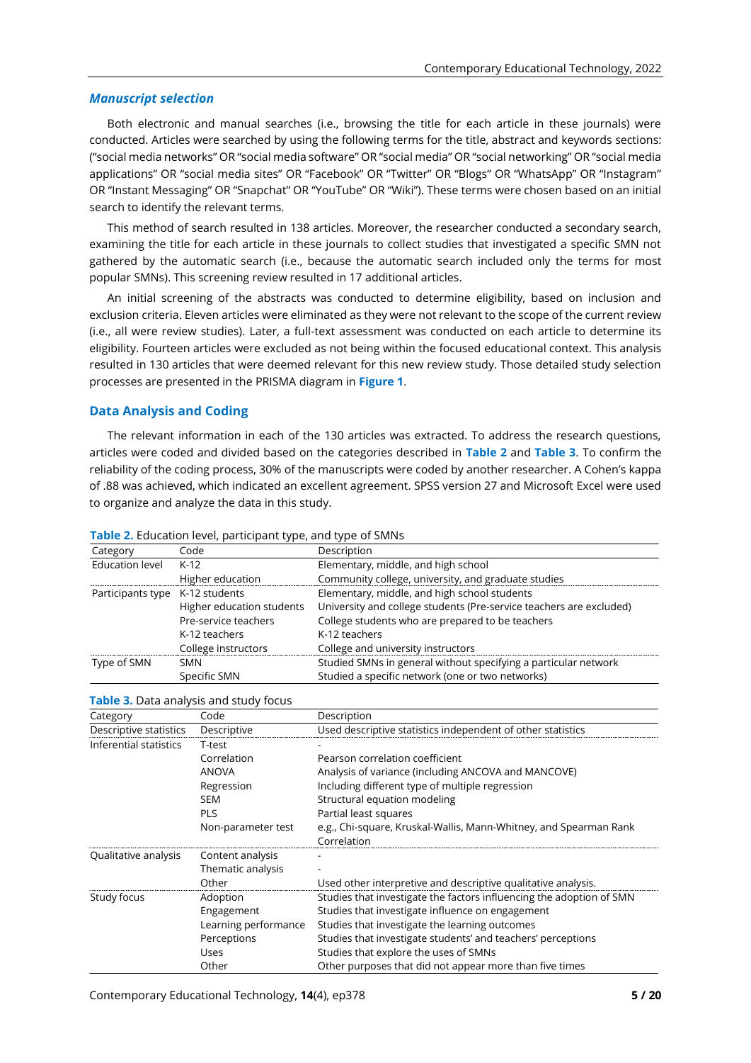### *Manuscript selection*

Both electronic and manual searches (i.e., browsing the title for each article in these journals) were conducted. Articles were searched by using the following terms for the title, abstract and keywords sections: ("social media networks" OR "social media software" OR "social media" OR "social networking" OR "social media applications" OR "social media sites" OR "Facebook" OR "Twitter" OR "Blogs" OR "WhatsApp" OR "Instagram" OR "Instant Messaging" OR "Snapchat" OR "YouTube" OR "Wiki"). These terms were chosen based on an initial search to identify the relevant terms.

This method of search resulted in 138 articles. Moreover, the researcher conducted a secondary search, examining the title for each article in these journals to collect studies that investigated a specific SMN not gathered by the automatic search (i.e., because the automatic search included only the terms for most popular SMNs). This screening review resulted in 17 additional articles.

An initial screening of the abstracts was conducted to determine eligibility, based on inclusion and exclusion criteria. Eleven articles were eliminated as they were not relevant to the scope of the current review (i.e., all were review studies). Later, a full-text assessment was conducted on each article to determine its eligibility. Fourteen articles were excluded as not being within the focused educational context. This analysis resulted in 130 articles that were deemed relevant for this new review study. Those detailed study selection processes are presented in the PRISMA diagram in **Figure 1**.

## Data Analysis and Coding

The relevant information in each of the 130 articles was extracted. To address the research questions, articles were coded and divided based on the categories described in **Table 2** and **Table 3**. To confirm the reliability of the coding process, 30% of the manuscripts were coded by another researcher. A Cohen's kappa of .88 was achieved, which indicated an excellent agreement. SPSS version 27 and Microsoft Excel were used to organize and analyze the data in this study.

**Table 2.** Education level, participant type, and type of SMNs

| Category | Code | Description |
|---|---|---|
| Education level | K-12 | Elementary, middle, and high school |
| | Higher education | Community college, university, and graduate studies |
| Participants type | K-12 students | Elementary, middle, and high school students |
| | Higher education students | University and college students (Pre-service teachers are excluded) |
| | Pre-service teachers | College students who are prepared to be teachers |
| | K-12 teachers | K-12 teachers |
| | College instructors | College and university instructors |
| Type of SMN | SMN | Studied SMNs in general without specifying a particular network |
| | Specific SMN | Studied a specific network (one or two networks) |

**Table 3.** Data analysis and study focus

| Category | Code | Description |
|---|---|---|
| Descriptive statistics | Descriptive | Used descriptive statistics independent of other statistics |
| Inferential statistics | T-test | - |
| | Correlation | Pearson correlation coefficient |
| | ANOVA | Analysis of variance (including ANCOVA and MANCOVE) |
| | Regression | Including different type of multiple regression |
| | SEM | Structural equation modeling |
| | PLS | Partial least squares |
| | Non-parameter test | e.g., Chi-square, Kruskal-Wallis, Mann-Whitney, and Spearman Rank Correlation |
| Qualitative analysis | Content analysis | - |
| | Thematic analysis | - |
| | Other | Used other interpretive and descriptive qualitative analysis. |
| Study focus | Adoption | Studies that investigate the factors influencing the adoption of SMN |
| | Engagement | Studies that investigate influence on engagement |
| | Learning performance | Studies that investigate the learning outcomes |
| | Perceptions | Studies that investigate students' and teachers' perceptions |
| | Uses | Studies that explore the uses of SMNs |
| | Other | Other purposes that did not appear more than five times |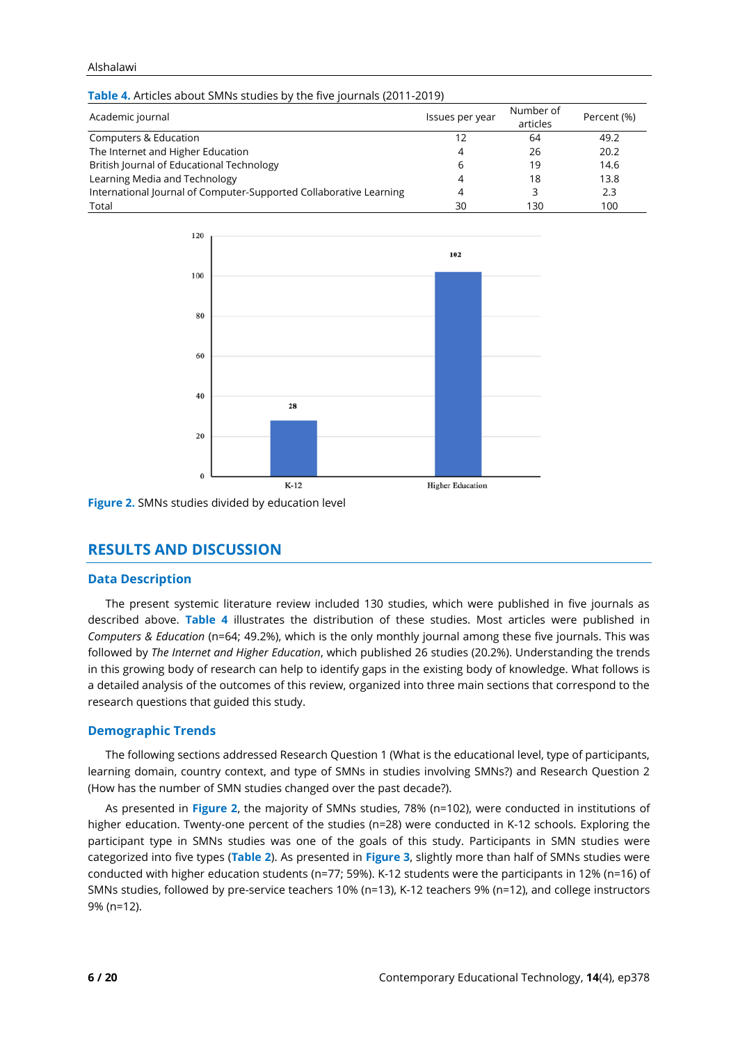**Table 4.** Articles about SMNs studies by the five journals (2011-2019)

| Academic journal | Issues per year | Number of articles | Percent (%) |
|---|---|---|---|
| Computers & Education | 12 | 64 | 49.2 |
| The Internet and Higher Education | 4 | 26 | 20.2 |
| British Journal of Educational Technology | 6 | 19 | 14.6 |
| Learning Media and Technology | 4 | 18 | 13.8 |
| International Journal of Computer-Supported Collaborative Learning | 4 | 3 | 2.3 |
| Total | 30 | 130 | 100 |

**Figure 2.** SMNs studies divided by education level

## RESULTS AND DISCUSSION

### Data Description

The present systemic literature review included 130 studies, which were published in five journals as described above. **Table 4** illustrates the distribution of these studies. Most articles were published in *Computers & Education* (n=64; 49.2%), which is the only monthly journal among these five journals. This was followed by *The Internet and Higher Education*, which published 26 studies (20.2%). Understanding the trends in this growing body of research can help to identify gaps in the existing body of knowledge. What follows is a detailed analysis of the outcomes of this review, organized into three main sections that correspond to the research questions that guided this study.

### Demographic Trends

The following sections addressed Research Question 1 (What is the educational level, type of participants, learning domain, country context, and type of SMNs in studies involving SMNs?) and Research Question 2 (How has the number of SMN studies changed over the past decade?).

As presented in **Figure 2**, the majority of SMNs studies, 78% (n=102), were conducted in institutions of higher education. Twenty-one percent of the studies (n=28) were conducted in K-12 schools. Exploring the participant type in SMNs studies was one of the goals of this study. Participants in SMN studies were categorized into five types (**Table 2**). As presented in **Figure 3**, slightly more than half of SMNs studies were conducted with higher education students (n=77; 59%). K-12 students were the participants in 12% (n=16) of SMNs studies, followed by pre-service teachers 10% (n=13), K-12 teachers 9% (n=12), and college instructors 9% (n=12).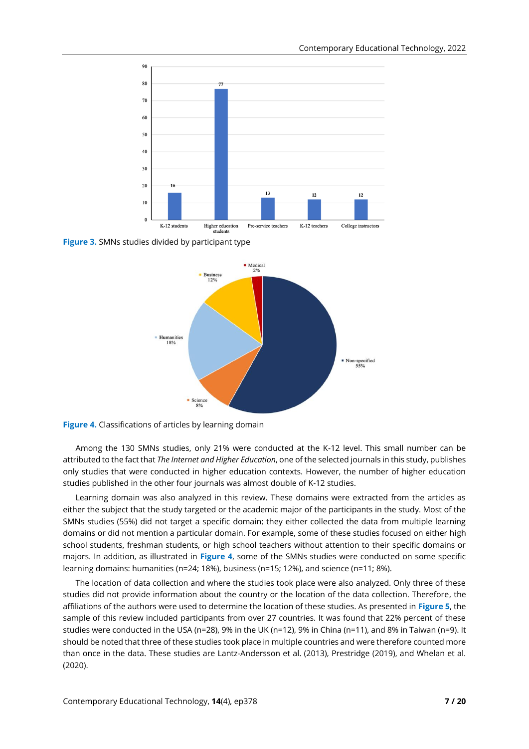**Figure 3.** SMNs studies divided by participant type

**Figure 4.** Classifications of articles by learning domain

Among the 130 SMNs studies, only 21% were conducted at the K-12 level. This small number can be attributed to the fact that *The Internet and Higher Education*, one of the selected journals in this study, publishes only studies that were conducted in higher education contexts. However, the number of higher education studies published in the other four journals was almost double of K-12 studies.

Learning domain was also analyzed in this review. These domains were extracted from the articles as either the subject that the study targeted or the academic major of the participants in the study. Most of the SMNs studies (55%) did not target a specific domain; they either collected the data from multiple learning domains or did not mention a particular domain. For example, some of these studies focused on either high school students, freshman students, or high school teachers without attention to their specific domains or majors. In addition, as illustrated in **Figure 4**, some of the SMNs studies were conducted on some specific learning domains: humanities (n=24; 18%), business (n=15; 12%), and science (n=11; 8%).

The location of data collection and where the studies took place were also analyzed. Only three of these studies did not provide information about the country or the location of the data collection. Therefore, the affiliations of the authors were used to determine the location of these studies. As presented in **Figure 5**, the sample of this review included participants from over 27 countries. It was found that 22% percent of these studies were conducted in the USA (n=28), 9% in the UK (n=12), 9% in China (n=11), and 8% in Taiwan (n=9). It should be noted that three of these studies took place in multiple countries and were therefore counted more than once in the data. These studies are Lantz-Andersson et al. (2013), Prestridge (2019), and Whelan et al. (2020).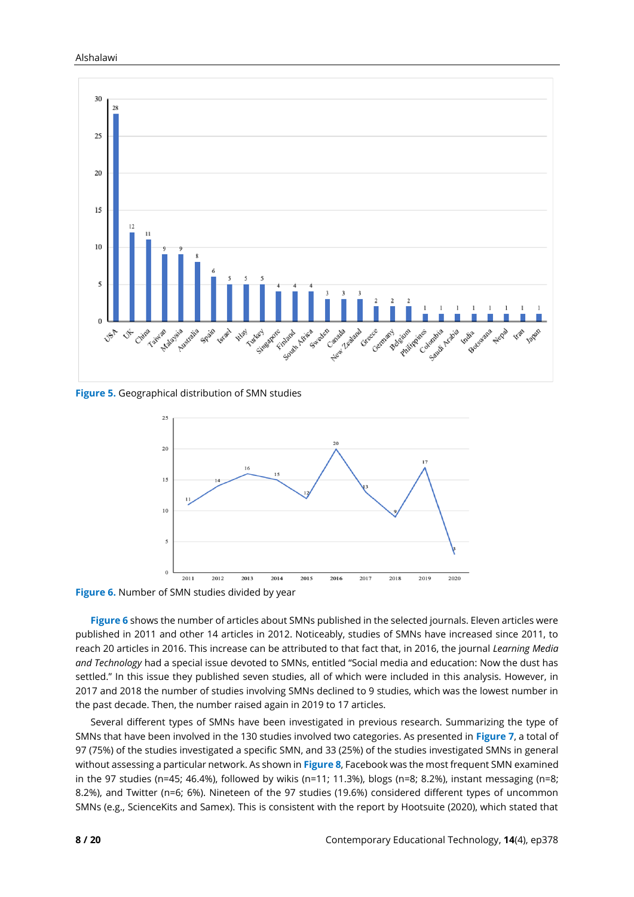Figure 5. Geographical distribution of SMN studies

Figure 6. Number of SMN studies divided by year

Figure 6 shows the number of articles about SMNs published in the selected journals. Eleven articles were published in 2011 and other 14 articles in 2012. Noticeably, studies of SMNs have increased since 2011, to reach 20 articles in 2016. This increase can be attributed to that fact that, in 2016, the journal *Learning Media and Technology* had a special issue devoted to SMNs, entitled "Social media and education: Now the dust has settled." In this issue they published seven studies, all of which were included in this analysis. However, in 2017 and 2018 the number of studies involving SMNs declined to 9 studies, which was the lowest number in the past decade. Then, the number raised again in 2019 to 17 articles.

Several different types of SMNs have been investigated in previous research. Summarizing the type of SMNs that have been involved in the 130 studies involved two categories. As presented in Figure 7, a total of 97 (75%) of the studies investigated a specific SMN, and 33 (25%) of the studies investigated SMNs in general without assessing a particular network. As shown in Figure 8, Facebook was the most frequent SMN examined in the 97 studies (n=45; 46.4%), followed by wikis (n=11; 11.3%), blogs (n=8; 8.2%), instant messaging (n=8; 8.2%), and Twitter (n=6; 6%). Nineteen of the 97 studies (19.6%) considered different types of uncommon SMNs (e.g., ScienceKits and Samex). This is consistent with the report by Hootsuite (2020), which stated that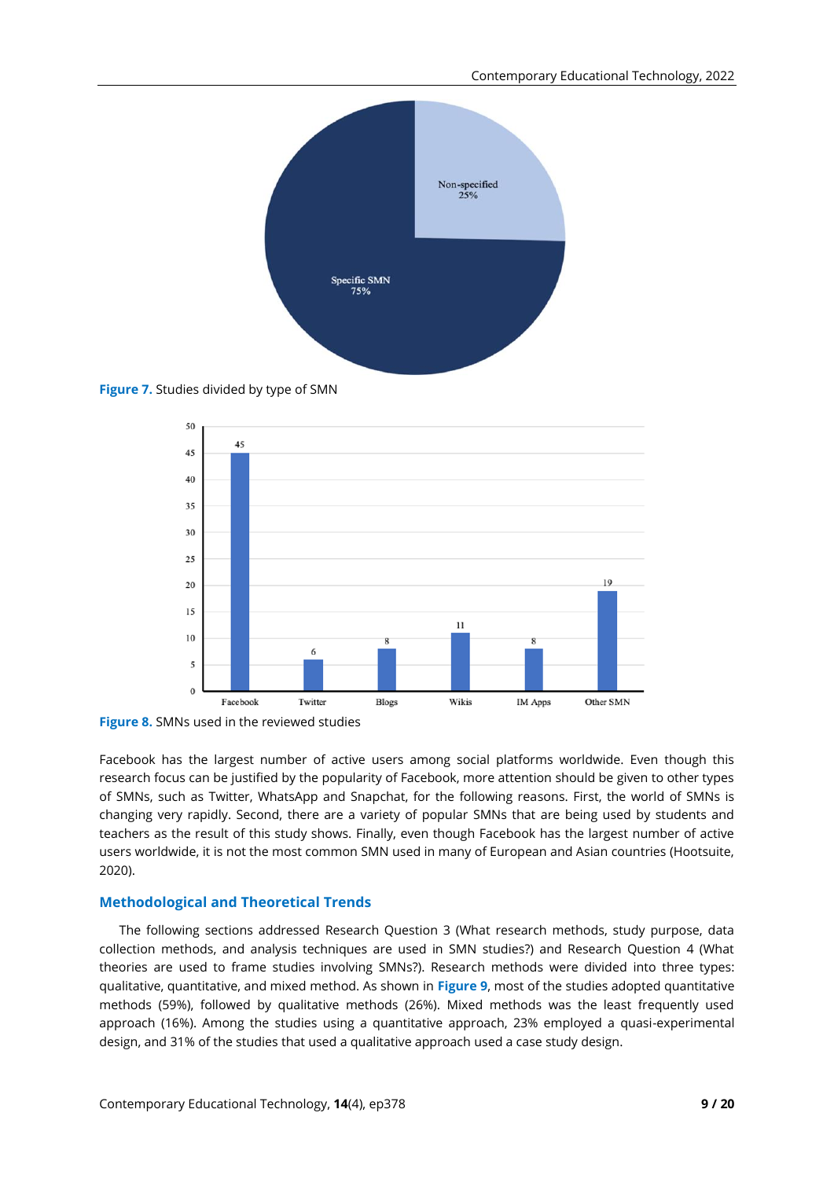Figure 7. Studies divided by type of SMN

Figure 8. SMNs used in the reviewed studies

Facebook has the largest number of active users among social platforms worldwide. Even though this research focus can be justified by the popularity of Facebook, more attention should be given to other types of SMNs, such as Twitter, WhatsApp and Snapchat, for the following reasons. First, the world of SMNs is changing very rapidly. Second, there are a variety of popular SMNs that are being used by students and teachers as the result of this study shows. Finally, even though Facebook has the largest number of active users worldwide, it is not the most common SMN used in many of European and Asian countries (Hootsuite, 2020).

## Methodological and Theoretical Trends

The following sections addressed Research Question 3 (What research methods, study purpose, data collection methods, and analysis techniques are used in SMN studies?) and Research Question 4 (What theories are used to frame studies involving SMNs?). Research methods were divided into three types: qualitative, quantitative, and mixed method. As shown in **Figure 9**, most of the studies adopted quantitative methods (59%), followed by qualitative methods (26%). Mixed methods was the least frequently used approach (16%). Among the studies using a quantitative approach, 23% employed a quasi-experimental design, and 31% of the studies that used a qualitative approach used a case study design.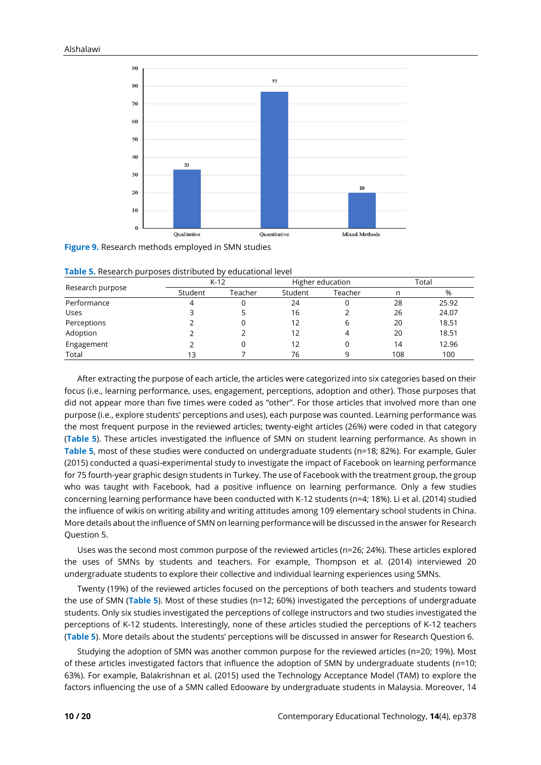Figure 9. Research methods employed in SMN studies

Table 5. Research purposes distributed by educational level

| Research purpose | K-12 | | Higher education | | Total | |
|---|---|---|---|---|---|---|
| | Student | Teacher | Student | Teacher | n | % |
| Performance | 4 | 0 | 24 | 0 | 28 | 25.92 |
| Uses | 3 | 5 | 16 | 2 | 26 | 24.07 |
| Perceptions | 2 | 0 | 12 | 6 | 20 | 18.51 |
| Adoption | 2 | 2 | 12 | 4 | 20 | 18.51 |
| Engagement | 2 | 0 | 12 | 0 | 14 | 12.96 |
| Total | 13 | 7 | 76 | 9 | 108 | 100 |

After extracting the purpose of each article, the articles were categorized into six categories based on their focus (i.e., learning performance, uses, engagement, perceptions, adoption and other). Those purposes that did not appear more than five times were coded as "other". For those articles that involved more than one purpose (i.e., explore students' perceptions and uses), each purpose was counted. Learning performance was the most frequent purpose in the reviewed articles; twenty-eight articles (26%) were coded in that category (**Table 5**). These articles investigated the influence of SMN on student learning performance. As shown in **Table 5**, most of these studies were conducted on undergraduate students (n=18; 82%). For example, Guler (2015) conducted a quasi-experimental study to investigate the impact of Facebook on learning performance for 75 fourth-year graphic design students in Turkey. The use of Facebook with the treatment group, the group who was taught with Facebook, had a positive influence on learning performance. Only a few studies concerning learning performance have been conducted with K-12 students (n=4; 18%). Li et al. (2014) studied the influence of wikis on writing ability and writing attitudes among 109 elementary school students in China. More details about the influence of SMN on learning performance will be discussed in the answer for Research Question 5.

Uses was the second most common purpose of the reviewed articles (n=26; 24%). These articles explored the uses of SMNs by students and teachers. For example, Thompson et al. (2014) interviewed 20 undergraduate students to explore their collective and individual learning experiences using SMNs.

Twenty (19%) of the reviewed articles focused on the perceptions of both teachers and students toward the use of SMN (**Table 5**). Most of these studies (n=12; 60%) investigated the perceptions of undergraduate students. Only six studies investigated the perceptions of college instructors and two studies investigated the perceptions of K-12 students. Interestingly, none of these articles studied the perceptions of K-12 teachers (**Table 5**). More details about the students' perceptions will be discussed in answer for Research Question 6.

Studying the adoption of SMN was another common purpose for the reviewed articles (n=20; 19%). Most of these articles investigated factors that influence the adoption of SMN by undergraduate students (n=10; 63%). For example, Balakrishnan et al. (2015) used the Technology Acceptance Model (TAM) to explore the factors influencing the use of a SMN called Edooware by undergraduate students in Malaysia. Moreover, 14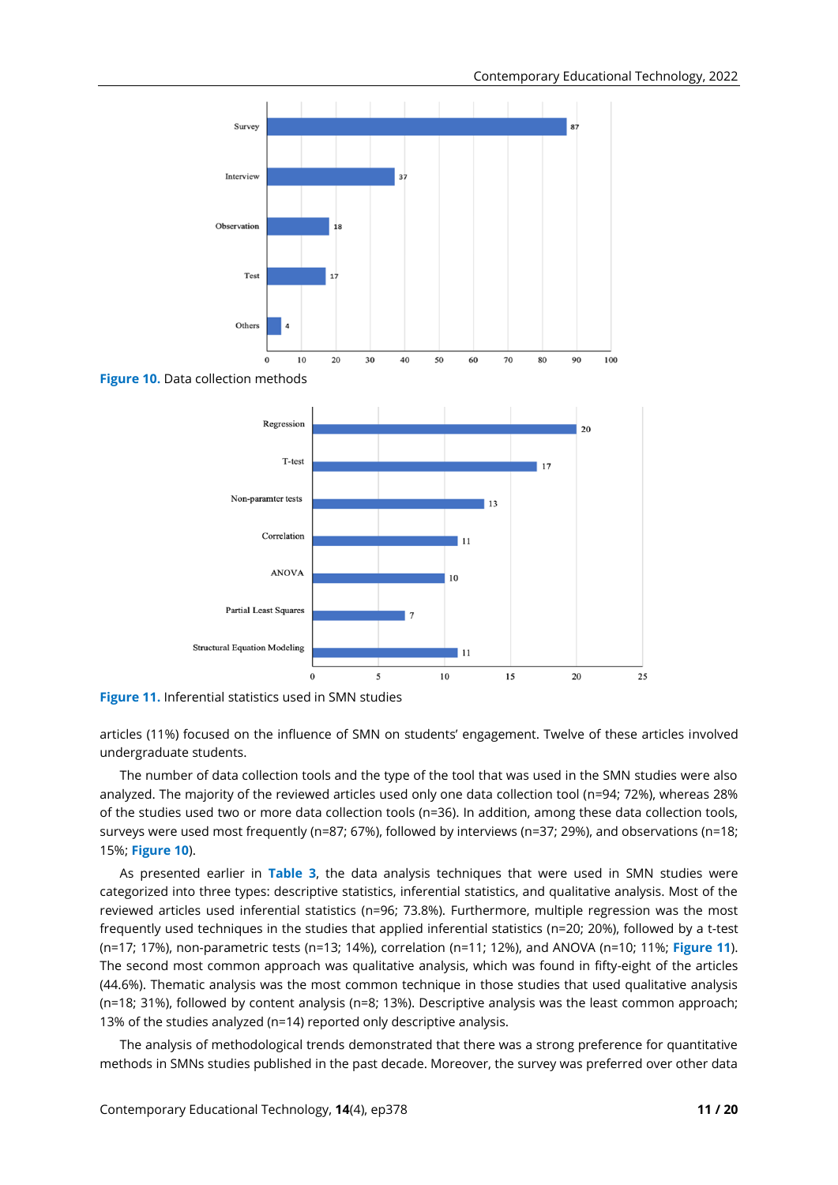Figure 10. Data collection methods

Figure 11. Inferential statistics used in SMN studies

articles (11%) focused on the influence of SMN on students' engagement. Twelve of these articles involved undergraduate students.

The number of data collection tools and the type of the tool that was used in the SMN studies were also analyzed. The majority of the reviewed articles used only one data collection tool (n=94; 72%), whereas 28% of the studies used two or more data collection tools (n=36). In addition, among these data collection tools, surveys were used most frequently (n=87; 67%), followed by interviews (n=37; 29%), and observations (n=18; 15%; **Figure 10**).

As presented earlier in **Table 3**, the data analysis techniques that were used in SMN studies were categorized into three types: descriptive statistics, inferential statistics, and qualitative analysis. Most of the reviewed articles used inferential statistics (n=96; 73.8%). Furthermore, multiple regression was the most frequently used techniques in the studies that applied inferential statistics (n=20; 20%), followed by a t-test (n=17; 17%), non-parametric tests (n=13; 14%), correlation (n=11; 12%), and ANOVA (n=10; 11%; **Figure 11**). The second most common approach was qualitative analysis, which was found in fifty-eight of the articles (44.6%). Thematic analysis was the most common technique in those studies that used qualitative analysis (n=18; 31%), followed by content analysis (n=8; 13%). Descriptive analysis was the least common approach; 13% of the studies analyzed (n=14) reported only descriptive analysis.

The analysis of methodological trends demonstrated that there was a strong preference for quantitative methods in SMNs studies published in the past decade. Moreover, the survey was preferred over other data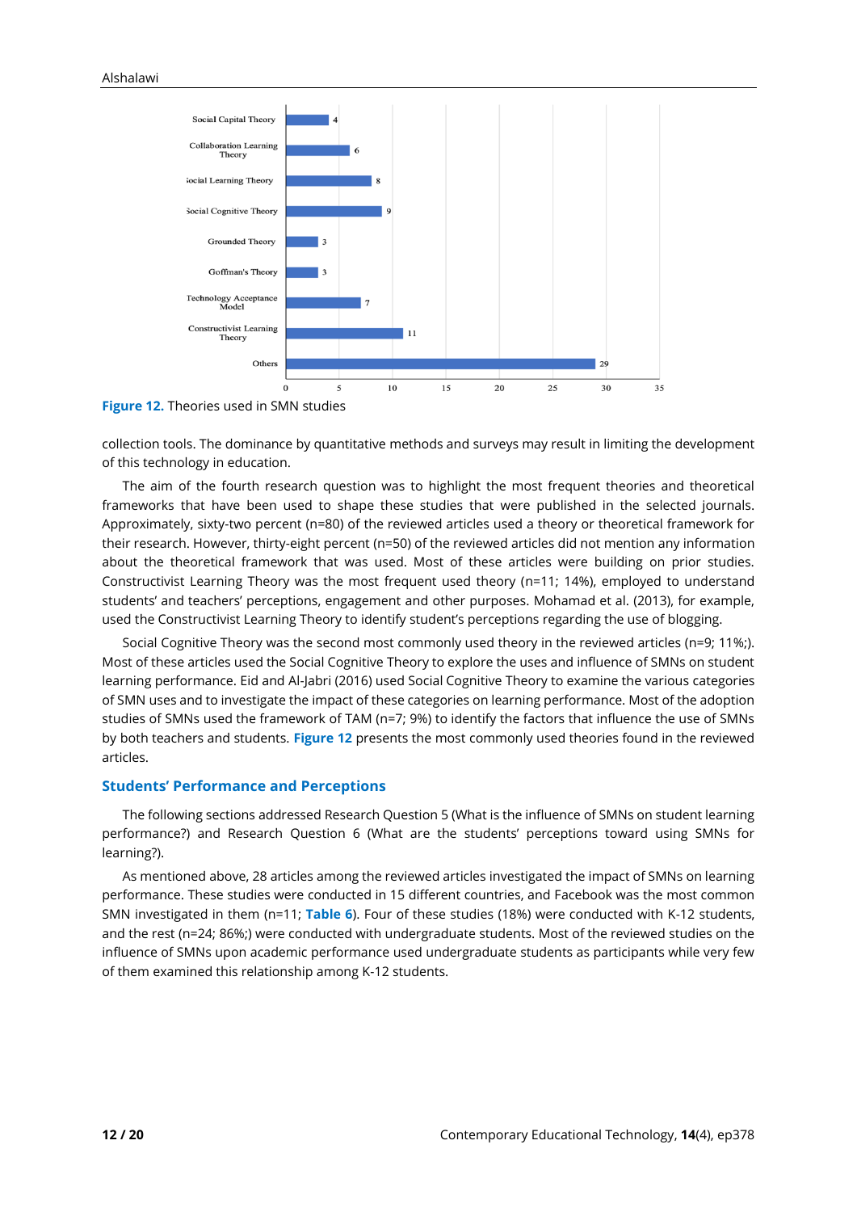Figure 12. Theories used in SMN studies

collection tools. The dominance by quantitative methods and surveys may result in limiting the development of this technology in education.

The aim of the fourth research question was to highlight the most frequent theories and theoretical frameworks that have been used to shape these studies that were published in the selected journals. Approximately, sixty-two percent (n=80) of the reviewed articles used a theory or theoretical framework for their research. However, thirty-eight percent (n=50) of the reviewed articles did not mention any information about the theoretical framework that was used. Most of these articles were building on prior studies. Constructivist Learning Theory was the most frequent used theory (n=11; 14%), employed to understand students' and teachers' perceptions, engagement and other purposes. Mohamad et al. (2013), for example, used the Constructivist Learning Theory to identify student's perceptions regarding the use of blogging.

Social Cognitive Theory was the second most commonly used theory in the reviewed articles (n=9; 11%;). Most of these articles used the Social Cognitive Theory to explore the uses and influence of SMNs on student learning performance. Eid and Al-Jabri (2016) used Social Cognitive Theory to examine the various categories of SMN uses and to investigate the impact of these categories on learning performance. Most of the adoption studies of SMNs used the framework of TAM (n=7; 9%) to identify the factors that influence the use of SMNs by both teachers and students. Figure 12 presents the most commonly used theories found in the reviewed articles.

## Students' Performance and Perceptions

The following sections addressed Research Question 5 (What is the influence of SMNs on student learning performance?) and Research Question 6 (What are the students' perceptions toward using SMNs for learning?).

As mentioned above, 28 articles among the reviewed articles investigated the impact of SMNs on learning performance. These studies were conducted in 15 different countries, and Facebook was the most common SMN investigated in them (n=11; Table 6). Four of these studies (18%) were conducted with K-12 students, and the rest (n=24; 86%;) were conducted with undergraduate students. Most of the reviewed studies on the influence of SMNs upon academic performance used undergraduate students as participants while very few of them examined this relationship among K-12 students.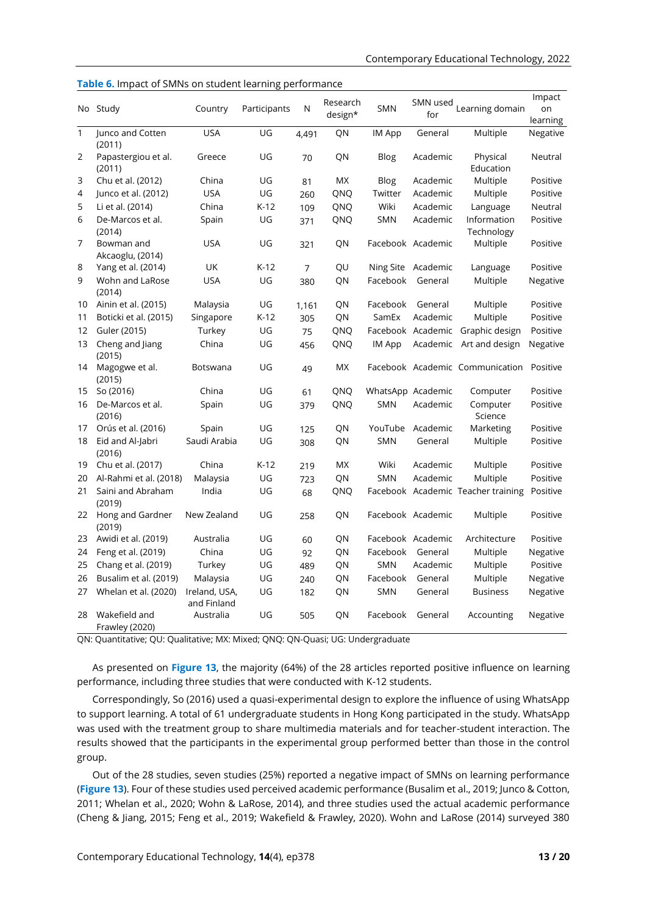**Table 6.** Impact of SMNs on student learning performance

| No | Study | Country | Participants | N | Research design* | SMN | SMN used for | Learning domain | Impact on learning |
|---|---|---|---|---|---|---|---|---|---|
| 1 | Junco and Cotten (2011) | USA | UG | 4,491 | QN | IM App | General | Multiple | Negative |
| 2 | Papastergiou et al. (2011) | Greece | UG | 70 | QN | Blog | Academic | Physical Education | Neutral |
| 3 | Chu et al. (2012) | China | UG | 81 | MX | Blog | Academic | Multiple | Positive |
| 4 | Junco et al. (2012) | USA | UG | 260 | QNQ | Twitter | Academic | Multiple | Positive |
| 5 | Li et al. (2014) | China | K-12 | 109 | QNQ | Wiki | Academic | Language | Neutral |
| 6 | De-Marcos et al. (2014) | Spain | UG | 371 | QNQ | SMN | Academic | Information Technology | Positive |
| 7 | Bowman and Akcaoglu, (2014) | USA | UG | 321 | QN | Facebook | Academic | Multiple | Positive |
| 8 | Yang et al. (2014) | UK | K-12 | 7 | QU | Ning Site | Academic | Language | Positive |
| 9 | Wohn and LaRose (2014) | USA | UG | 380 | QN | Facebook | General | Multiple | Negative |
| 10 | Ainin et al. (2015) | Malaysia | UG | 1,161 | QN | Facebook | General | Multiple | Positive |
| 11 | Boticki et al. (2015) | Singapore | K-12 | 305 | QN | SamEx | Academic | Multiple | Positive |
| 12 | Guler (2015) | Turkey | UG | 75 | QNQ | Facebook | Academic | Graphic design | Positive |
| 13 | Cheng and Jiang (2015) | China | UG | 456 | QNQ | IM App | Academic | Art and design | Negative |
| 14 | Magogwe et al. (2015) | Botswana | UG | 49 | MX | Facebook | Academic | Communication | Positive |
| 15 | So (2016) | China | UG | 61 | QNQ | WhatsApp | Academic | Computer | Positive |
| 16 | De-Marcos et al. (2016) | Spain | UG | 379 | QNQ | SMN | Academic | Computer Science | Positive |
| 17 | Orús et al. (2016) | Spain | UG | 125 | QN | YouTube | Academic | Marketing | Positive |
| 18 | Eid and Al-Jabri (2016) | Saudi Arabia | UG | 308 | QN | SMN | General | Multiple | Positive |
| 19 | Chu et al. (2017) | China | K-12 | 219 | MX | Wiki | Academic | Multiple | Positive |
| 20 | Al-Rahmi et al. (2018) | Malaysia | UG | 723 | QN | SMN | Academic | Multiple | Positive |
| 21 | Saini and Abraham (2019) | India | UG | 68 | QNQ | Facebook | Academic | Teacher training | Positive |
| 22 | Hong and Gardner (2019) | New Zealand | UG | 258 | QN | Facebook | Academic | Multiple | Positive |
| 23 | Awidi et al. (2019) | Australia | UG | 60 | QN | Facebook | Academic | Architecture | Positive |
| 24 | Feng et al. (2019) | China | UG | 92 | QN | Facebook | General | Multiple | Negative |
| 25 | Chang et al. (2019) | Turkey | UG | 489 | QN | SMN | Academic | Multiple | Positive |
| 26 | Busalim et al. (2019) | Malaysia | UG | 240 | QN | Facebook | General | Multiple | Negative |
| 27 | Whelan et al. (2020) | Ireland, USA, and Finland | UG | 182 | QN | SMN | General | Business | Negative |
| 28 | Wakefield and Frawley (2020) | Australia | UG | 505 | QN | Facebook | General | Accounting | Negative |

QN: Quantitative; QU: Qualitative; MX: Mixed; QNQ: QN-Quasi; UG: Undergraduate

As presented on **Figure 13**, the majority (64%) of the 28 articles reported positive influence on learning performance, including three studies that were conducted with K-12 students.

Correspondingly, So (2016) used a quasi-experimental design to explore the influence of using WhatsApp to support learning. A total of 61 undergraduate students in Hong Kong participated in the study. WhatsApp was used with the treatment group to share multimedia materials and for teacher-student interaction. The results showed that the participants in the experimental group performed better than those in the control group.

Out of the 28 studies, seven studies (25%) reported a negative impact of SMNs on learning performance (**Figure 13**). Four of these studies used perceived academic performance (Busalim et al., 2019; Junco & Cotton, 2011; Whelan et al., 2020; Wohn & LaRose, 2014), and three studies used the actual academic performance (Cheng & Jiang, 2015; Feng et al., 2019; Wakefield & Frawley, 2020). Wohn and LaRose (2014) surveyed 380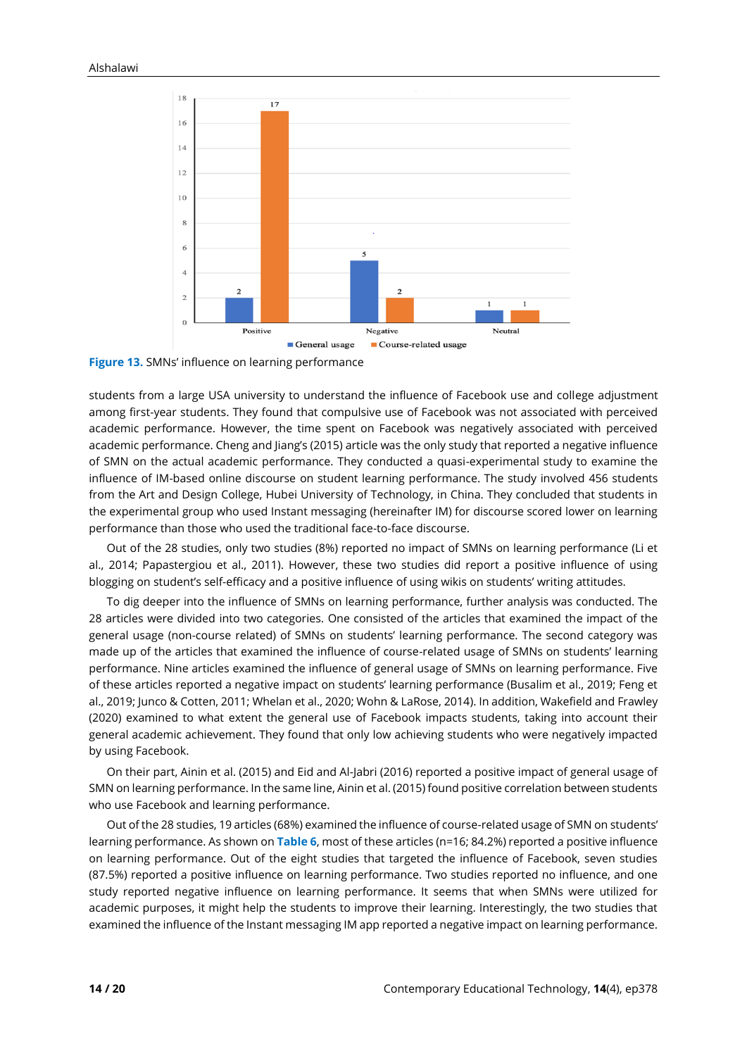**Figure 13.** SMNs' influence on learning performance

students from a large USA university to understand the influence of Facebook use and college adjustment among first-year students. They found that compulsive use of Facebook was not associated with perceived academic performance. However, the time spent on Facebook was negatively associated with perceived academic performance. Cheng and Jiang's (2015) article was the only study that reported a negative influence of SMN on the actual academic performance. They conducted a quasi-experimental study to examine the influence of IM-based online discourse on student learning performance. The study involved 456 students from the Art and Design College, Hubei University of Technology, in China. They concluded that students in the experimental group who used Instant messaging (hereinafter IM) for discourse scored lower on learning performance than those who used the traditional face-to-face discourse.

Out of the 28 studies, only two studies (8%) reported no impact of SMNs on learning performance (Li et al., 2014; Papastergiou et al., 2011). However, these two studies did report a positive influence of using blogging on student's self-efficacy and a positive influence of using wikis on students' writing attitudes.

To dig deeper into the influence of SMNs on learning performance, further analysis was conducted. The 28 articles were divided into two categories. One consisted of the articles that examined the impact of the general usage (non-course related) of SMNs on students' learning performance. The second category was made up of the articles that examined the influence of course-related usage of SMNs on students' learning performance. Nine articles examined the influence of general usage of SMNs on learning performance. Five of these articles reported a negative impact on students' learning performance (Busalim et al., 2019; Feng et al., 2019; Junco & Cotten, 2011; Whelan et al., 2020; Wohn & LaRose, 2014). In addition, Wakefield and Frawley (2020) examined to what extent the general use of Facebook impacts students, taking into account their general academic achievement. They found that only low achieving students who were negatively impacted by using Facebook.

On their part, Ainin et al. (2015) and Eid and Al-Jabri (2016) reported a positive impact of general usage of SMN on learning performance. In the same line, Ainin et al. (2015) found positive correlation between students who use Facebook and learning performance.

Out of the 28 studies, 19 articles (68%) examined the influence of course-related usage of SMN on students' learning performance. As shown on **Table 6**, most of these articles (n=16; 84.2%) reported a positive influence on learning performance. Out of the eight studies that targeted the influence of Facebook, seven studies (87.5%) reported a positive influence on learning performance. Two studies reported no influence, and one study reported negative influence on learning performance. It seems that when SMNs were utilized for academic purposes, it might help the students to improve their learning. Interestingly, the two studies that examined the influence of the Instant messaging IM app reported a negative impact on learning performance.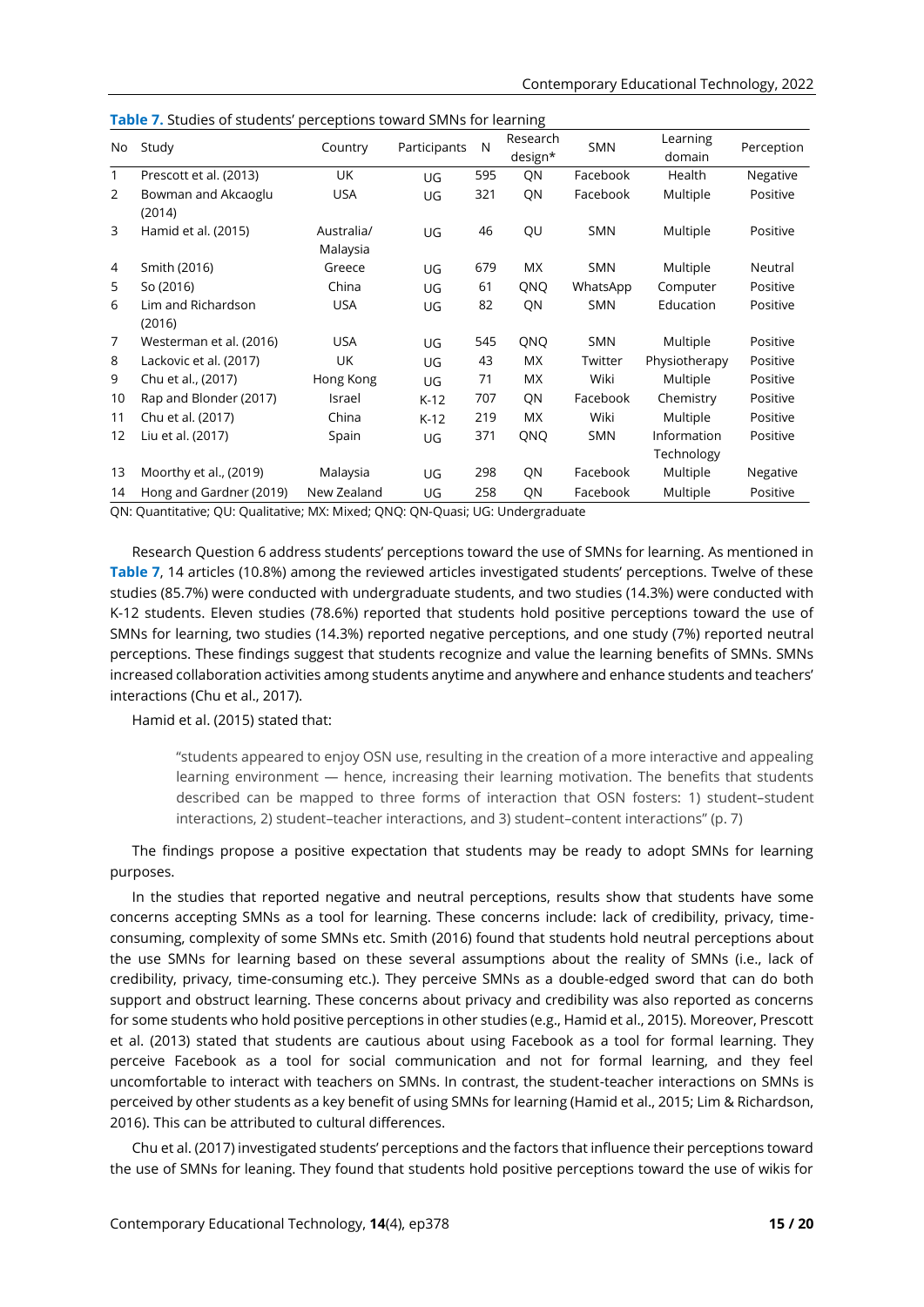**Table 7.** Studies of students' perceptions toward SMNs for learning

| No | Study | Country | Participants | N | Research design* | SMN | Learning domain | Perception |
|---|---|---|---|---|---|---|---|---|
| 1 | Prescott et al. (2013) | UK | UG | 595 | QN | Facebook | Health | Negative |
| 2 | Bowman and Akcaoglu (2014) | USA | UG | 321 | QN | Facebook | Multiple | Positive |
| 3 | Hamid et al. (2015) | Australia/ Malaysia | UG | 46 | QU | SMN | Multiple | Positive |
| 4 | Smith (2016) | Greece | UG | 679 | MX | SMN | Multiple | Neutral |
| 5 | So (2016) | China | UG | 61 | QNQ | WhatsApp | Computer | Positive |
| 6 | Lim and Richardson (2016) | USA | UG | 82 | QN | SMN | Education | Positive |
| 7 | Westerman et al. (2016) | USA | UG | 545 | QNQ | SMN | Multiple | Positive |
| 8 | Lackovic et al. (2017) | UK | UG | 43 | MX | Twitter | Physiotherapy | Positive |
| 9 | Chu et al., (2017) | Hong Kong | UG | 71 | MX | Wiki | Multiple | Positive |
| 10 | Rap and Blonder (2017) | Israel | K-12 | 707 | QN | Facebook | Chemistry | Positive |
| 11 | Chu et al. (2017) | China | K-12 | 219 | MX | Wiki | Multiple | Positive |
| 12 | Liu et al. (2017) | Spain | UG | 371 | QNQ | SMN | Information Technology | Positive |
| 13 | Moorthy et al., (2019) | Malaysia | UG | 298 | QN | Facebook | Multiple | Negative |
| 14 | Hong and Gardner (2019) | New Zealand | UG | 258 | QN | Facebook | Multiple | Positive |

QN: Quantitative; QU: Qualitative; MX: Mixed; QNQ: QN-Quasi; UG: Undergraduate

Research Question 6 address students' perceptions toward the use of SMNs for learning. As mentioned in **Table 7**, 14 articles (10.8%) among the reviewed articles investigated students' perceptions. Twelve of these studies (85.7%) were conducted with undergraduate students, and two studies (14.3%) were conducted with K-12 students. Eleven studies (78.6%) reported that students hold positive perceptions toward the use of SMNs for learning, two studies (14.3%) reported negative perceptions, and one study (7%) reported neutral perceptions. These findings suggest that students recognize and value the learning benefits of SMNs. SMNs increased collaboration activities among students anytime and anywhere and enhance students and teachers' interactions (Chu et al., 2017).

Hamid et al. (2015) stated that:

> "students appeared to enjoy OSN use, resulting in the creation of a more interactive and appealing learning environment — hence, increasing their learning motivation. The benefits that students described can be mapped to three forms of interaction that OSN fosters: 1) student–student interactions, 2) student–teacher interactions, and 3) student–content interactions" (p. 7)

The findings propose a positive expectation that students may be ready to adopt SMNs for learning purposes.

In the studies that reported negative and neutral perceptions, results show that students have some concerns accepting SMNs as a tool for learning. These concerns include: lack of credibility, privacy, time-consuming, complexity of some SMNs etc. Smith (2016) found that students hold neutral perceptions about the use SMNs for learning based on these several assumptions about the reality of SMNs (i.e., lack of credibility, privacy, time-consuming etc.). They perceive SMNs as a double-edged sword that can do both support and obstruct learning. These concerns about privacy and credibility was also reported as concerns for some students who hold positive perceptions in other studies (e.g., Hamid et al., 2015). Moreover, Prescott et al. (2013) stated that students are cautious about using Facebook as a tool for formal learning. They perceive Facebook as a tool for social communication and not for formal learning, and they feel uncomfortable to interact with teachers on SMNs. In contrast, the student-teacher interactions on SMNs is perceived by other students as a key benefit of using SMNs for learning (Hamid et al., 2015; Lim & Richardson, 2016). This can be attributed to cultural differences.

Chu et al. (2017) investigated students' perceptions and the factors that influence their perceptions toward the use of SMNs for leaning. They found that students hold positive perceptions toward the use of wikis for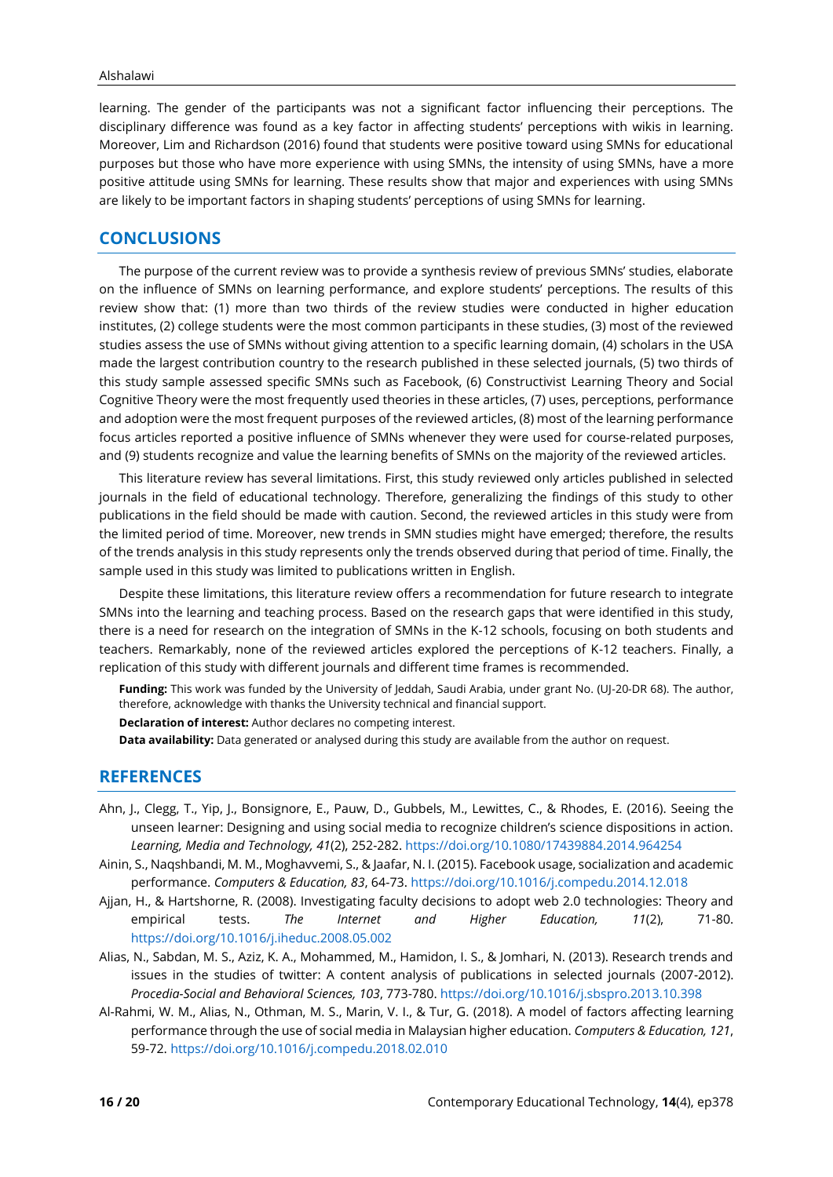learning. The gender of the participants was not a significant factor influencing their perceptions. The disciplinary difference was found as a key factor in affecting students' perceptions with wikis in learning. Moreover, Lim and Richardson (2016) found that students were positive toward using SMNs for educational purposes but those who have more experience with using SMNs, the intensity of using SMNs, have a more positive attitude using SMNs for learning. These results show that major and experiences with using SMNs are likely to be important factors in shaping students' perceptions of using SMNs for learning.

## CONCLUSIONS

The purpose of the current review was to provide a synthesis review of previous SMNs' studies, elaborate on the influence of SMNs on learning performance, and explore students' perceptions. The results of this review show that: (1) more than two thirds of the review studies were conducted in higher education institutes, (2) college students were the most common participants in these studies, (3) most of the reviewed studies assess the use of SMNs without giving attention to a specific learning domain, (4) scholars in the USA made the largest contribution country to the research published in these selected journals, (5) two thirds of this study sample assessed specific SMNs such as Facebook, (6) Constructivist Learning Theory and Social Cognitive Theory were the most frequently used theories in these articles, (7) uses, perceptions, performance and adoption were the most frequent purposes of the reviewed articles, (8) most of the learning performance focus articles reported a positive influence of SMNs whenever they were used for course-related purposes, and (9) students recognize and value the learning benefits of SMNs on the majority of the reviewed articles.

This literature review has several limitations. First, this study reviewed only articles published in selected journals in the field of educational technology. Therefore, generalizing the findings of this study to other publications in the field should be made with caution. Second, the reviewed articles in this study were from the limited period of time. Moreover, new trends in SMN studies might have emerged; therefore, the results of the trends analysis in this study represents only the trends observed during that period of time. Finally, the sample used in this study was limited to publications written in English.

Despite these limitations, this literature review offers a recommendation for future research to integrate SMNs into the learning and teaching process. Based on the research gaps that were identified in this study, there is a need for research on the integration of SMNs in the K-12 schools, focusing on both students and teachers. Remarkably, none of the reviewed articles explored the perceptions of K-12 teachers. Finally, a replication of this study with different journals and different time frames is recommended.

**Funding:** This work was funded by the University of Jeddah, Saudi Arabia, under grant No. (UJ-20-DR 68). The author, therefore, acknowledge with thanks the University technical and financial support.

**Declaration of interest:** Author declares no competing interest.

**Data availability:** Data generated or analysed during this study are available from the author on request.

## REFERENCES

Ahn, J., Clegg, T., Yip, J., Bonsignore, E., Pauw, D., Gubbels, M., Lewittes, C., & Rhodes, E. (2016). Seeing the unseen learner: Designing and using social media to recognize children's science dispositions in action. *Learning, Media and Technology, 41*(2), 252-282. https://doi.org/10.1080/17439884.2014.964254

Ainin, S., Naqshbandi, M. M., Moghavvemi, S., & Jaafar, N. I. (2015). Facebook usage, socialization and academic performance. *Computers & Education, 83*, 64-73. https://doi.org/10.1016/j.compedu.2014.12.018

Ajjan, H., & Hartshorne, R. (2008). Investigating faculty decisions to adopt web 2.0 technologies: Theory and empirical tests. *The Internet and Higher Education, 11*(2), 71-80. https://doi.org/10.1016/j.iheduc.2008.05.002

Alias, N., Sabdan, M. S., Aziz, K. A., Mohammed, M., Hamidon, I. S., & Jomhari, N. (2013). Research trends and issues in the studies of twitter: A content analysis of publications in selected journals (2007-2012). *Procedia-Social and Behavioral Sciences, 103*, 773-780. https://doi.org/10.1016/j.sbspro.2013.10.398

Al-Rahmi, W. M., Alias, N., Othman, M. S., Marin, V. I., & Tur, G. (2018). A model of factors affecting learning performance through the use of social media in Malaysian higher education. *Computers & Education, 121*, 59-72. https://doi.org/10.1016/j.compedu.2018.02.010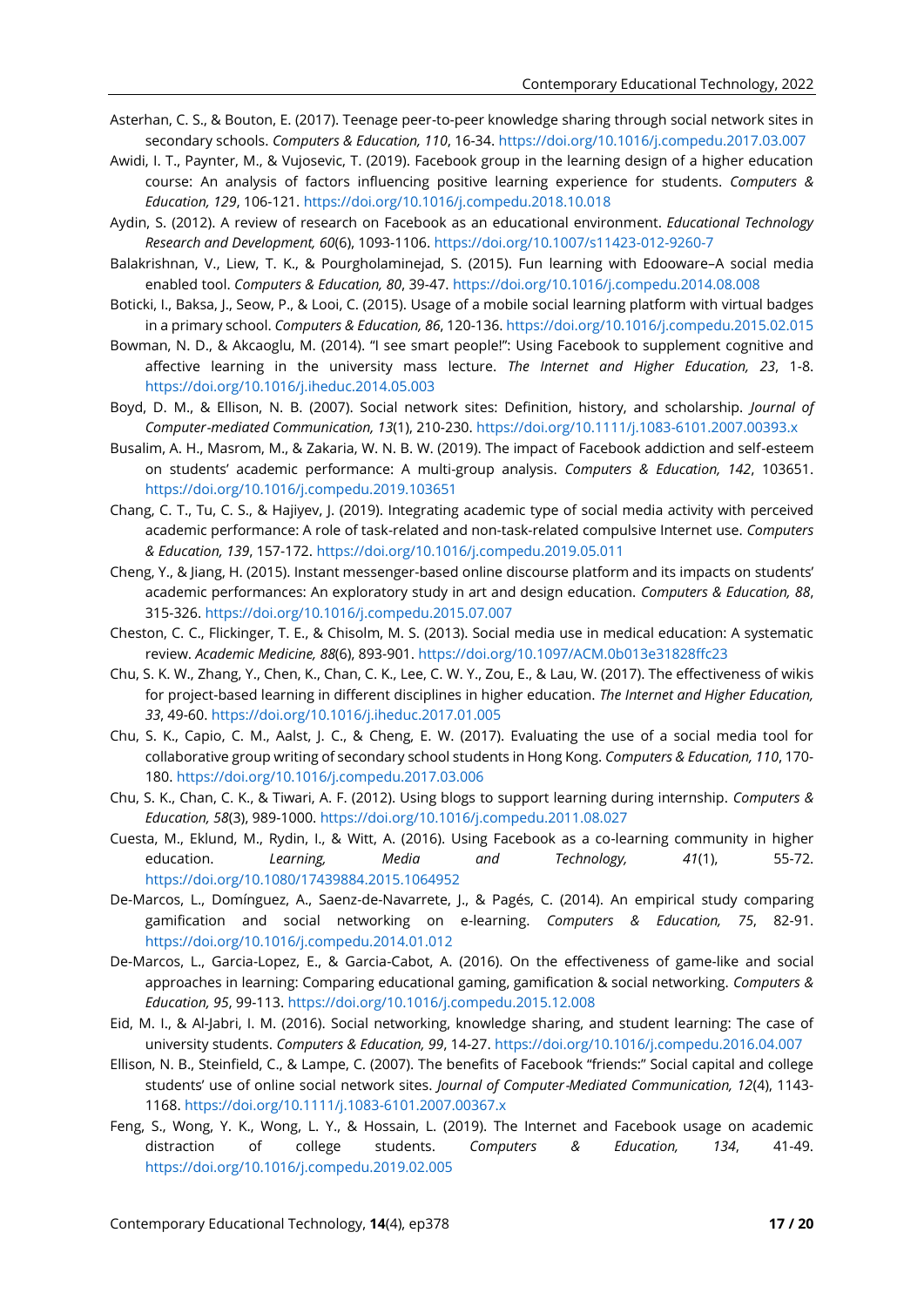Asterhan, C. S., & Bouton, E. (2017). Teenage peer-to-peer knowledge sharing through social network sites in secondary schools. *Computers & Education, 110*, 16-34. https://doi.org/10.1016/j.compedu.2017.03.007

Awidi, I. T., Paynter, M., & Vujosevic, T. (2019). Facebook group in the learning design of a higher education course: An analysis of factors influencing positive learning experience for students. *Computers & Education, 129*, 106-121. https://doi.org/10.1016/j.compedu.2018.10.018

Aydin, S. (2012). A review of research on Facebook as an educational environment. *Educational Technology Research and Development, 60*(6), 1093-1106. https://doi.org/10.1007/s11423-012-9260-7

Balakrishnan, V., Liew, T. K., & Pourgholaminejad, S. (2015). Fun learning with Edooware–A social media enabled tool. *Computers & Education, 80*, 39-47. https://doi.org/10.1016/j.compedu.2014.08.008

Boticki, I., Baksa, J., Seow, P., & Looi, C. (2015). Usage of a mobile social learning platform with virtual badges in a primary school. *Computers & Education, 86*, 120-136. https://doi.org/10.1016/j.compedu.2015.02.015

Bowman, N. D., & Akcaoglu, M. (2014). "I see smart people!": Using Facebook to supplement cognitive and affective learning in the university mass lecture. *The Internet and Higher Education, 23*, 1-8. https://doi.org/10.1016/j.iheduc.2014.05.003

Boyd, D. M., & Ellison, N. B. (2007). Social network sites: Definition, history, and scholarship. *Journal of Computer-mediated Communication, 13*(1), 210-230. https://doi.org/10.1111/j.1083-6101.2007.00393.x

Busalim, A. H., Masrom, M., & Zakaria, W. N. B. W. (2019). The impact of Facebook addiction and self-esteem on students' academic performance: A multi-group analysis. *Computers & Education, 142*, 103651. https://doi.org/10.1016/j.compedu.2019.103651

Chang, C. T., Tu, C. S., & Hajiyev, J. (2019). Integrating academic type of social media activity with perceived academic performance: A role of task-related and non-task-related compulsive Internet use. *Computers & Education, 139*, 157-172. https://doi.org/10.1016/j.compedu.2019.05.011

Cheng, Y., & Jiang, H. (2015). Instant messenger-based online discourse platform and its impacts on students' academic performances: An exploratory study in art and design education. *Computers & Education, 88*, 315-326. https://doi.org/10.1016/j.compedu.2015.07.007

Cheston, C. C., Flickinger, T. E., & Chisolm, M. S. (2013). Social media use in medical education: A systematic review. *Academic Medicine, 88*(6), 893-901. https://doi.org/10.1097/ACM.0b013e31828ffc23

Chu, S. K. W., Zhang, Y., Chen, K., Chan, C. K., Lee, C. W. Y., Zou, E., & Lau, W. (2017). The effectiveness of wikis for project-based learning in different disciplines in higher education. *The Internet and Higher Education, 33*, 49-60. https://doi.org/10.1016/j.iheduc.2017.01.005

Chu, S. K., Capio, C. M., Aalst, J. C., & Cheng, E. W. (2017). Evaluating the use of a social media tool for collaborative group writing of secondary school students in Hong Kong. *Computers & Education, 110*, 170-180. https://doi.org/10.1016/j.compedu.2017.03.006

Chu, S. K., Chan, C. K., & Tiwari, A. F. (2012). Using blogs to support learning during internship. *Computers & Education, 58*(3), 989-1000. https://doi.org/10.1016/j.compedu.2011.08.027

Cuesta, M., Eklund, M., Rydin, I., & Witt, A. (2016). Using Facebook as a co-learning community in higher education. *Learning, Media and Technology, 41*(1), 55-72. https://doi.org/10.1080/17439884.2015.1064952

De-Marcos, L., Domínguez, A., Saenz-de-Navarrete, J., & Pagés, C. (2014). An empirical study comparing gamification and social networking on e-learning. *Computers & Education, 75*, 82-91. https://doi.org/10.1016/j.compedu.2014.01.012

De-Marcos, L., Garcia-Lopez, E., & Garcia-Cabot, A. (2016). On the effectiveness of game-like and social approaches in learning: Comparing educational gaming, gamification & social networking. *Computers & Education, 95*, 99-113. https://doi.org/10.1016/j.compedu.2015.12.008

Eid, M. I., & Al-Jabri, I. M. (2016). Social networking, knowledge sharing, and student learning: The case of university students. *Computers & Education, 99*, 14-27. https://doi.org/10.1016/j.compedu.2016.04.007

Ellison, N. B., Steinfield, C., & Lampe, C. (2007). The benefits of Facebook "friends:" Social capital and college students' use of online social network sites. *Journal of Computer-Mediated Communication, 12*(4), 1143-1168. https://doi.org/10.1111/j.1083-6101.2007.00367.x

Feng, S., Wong, Y. K., Wong, L. Y., & Hossain, L. (2019). The Internet and Facebook usage on academic distraction of college students. *Computers & Education, 134*, 41-49. https://doi.org/10.1016/j.compedu.2019.02.005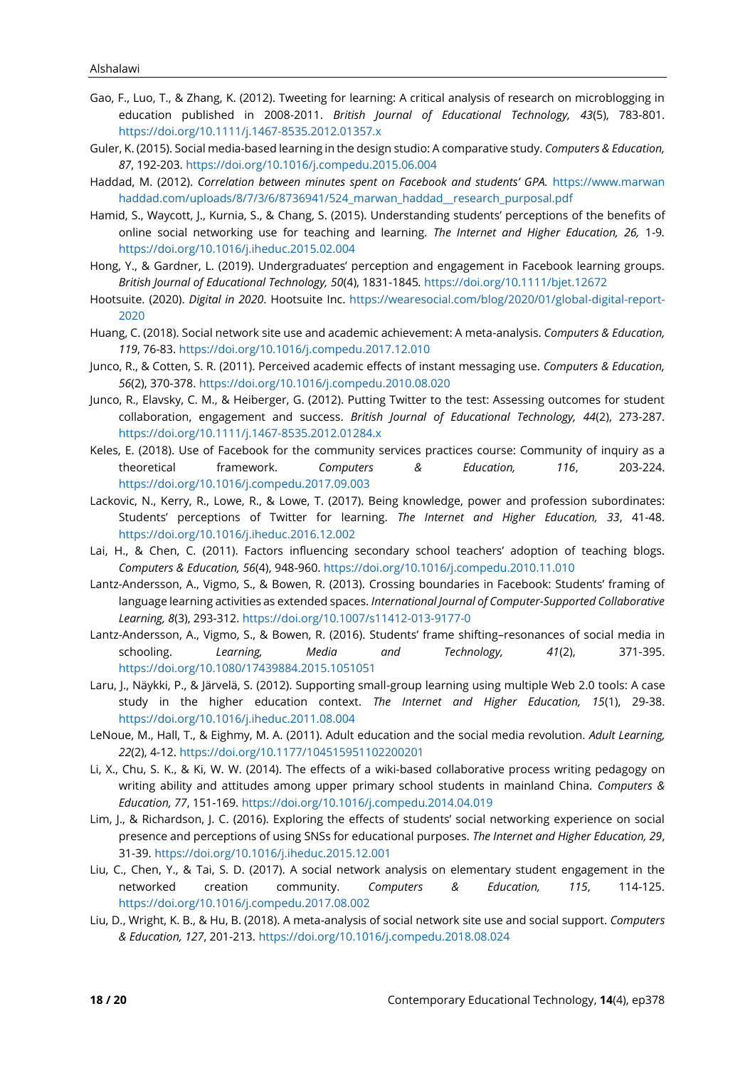Gao, F., Luo, T., & Zhang, K. (2012). Tweeting for learning: A critical analysis of research on microblogging in education published in 2008-2011. *British Journal of Educational Technology, 43*(5), 783-801. https://doi.org/10.1111/j.1467-8535.2012.01357.x

Guler, K. (2015). Social media-based learning in the design studio: A comparative study. *Computers & Education, 87*, 192-203. https://doi.org/10.1016/j.compedu.2015.06.004

Haddad, M. (2012). *Correlation between minutes spent on Facebook and students' GPA.* https://www.marwanhaddad.com/uploads/8/7/3/6/8736941/524_marwan_haddad__research_purposal.pdf

Hamid, S., Waycott, J., Kurnia, S., & Chang, S. (2015). Understanding students' perceptions of the benefits of online social networking use for teaching and learning. *The Internet and Higher Education, 26,* 1-9. https://doi.org/10.1016/j.iheduc.2015.02.004

Hong, Y., & Gardner, L. (2019). Undergraduates' perception and engagement in Facebook learning groups. *British Journal of Educational Technology, 50*(4), 1831-1845. https://doi.org/10.1111/bjet.12672

Hootsuite. (2020). *Digital in 2020*. Hootsuite Inc. https://wearesocial.com/blog/2020/01/global-digital-report-2020

Huang, C. (2018). Social network site use and academic achievement: A meta-analysis. *Computers & Education, 119*, 76-83. https://doi.org/10.1016/j.compedu.2017.12.010

Junco, R., & Cotten, S. R. (2011). Perceived academic effects of instant messaging use. *Computers & Education, 56*(2), 370-378. https://doi.org/10.1016/j.compedu.2010.08.020

Junco, R., Elavsky, C. M., & Heiberger, G. (2012). Putting Twitter to the test: Assessing outcomes for student collaboration, engagement and success. *British Journal of Educational Technology, 44*(2), 273-287. https://doi.org/10.1111/j.1467-8535.2012.01284.x

Keles, E. (2018). Use of Facebook for the community services practices course: Community of inquiry as a theoretical framework. *Computers & Education, 116*, 203-224. https://doi.org/10.1016/j.compedu.2017.09.003

Lackovic, N., Kerry, R., Lowe, R., & Lowe, T. (2017). Being knowledge, power and profession subordinates: Students' perceptions of Twitter for learning. *The Internet and Higher Education, 33*, 41-48. https://doi.org/10.1016/j.iheduc.2016.12.002

Lai, H., & Chen, C. (2011). Factors influencing secondary school teachers' adoption of teaching blogs. *Computers & Education, 56*(4), 948-960. https://doi.org/10.1016/j.compedu.2010.11.010

Lantz-Andersson, A., Vigmo, S., & Bowen, R. (2013). Crossing boundaries in Facebook: Students' framing of language learning activities as extended spaces. *International Journal of Computer-Supported Collaborative Learning, 8*(3), 293-312. https://doi.org/10.1007/s11412-013-9177-0

Lantz-Andersson, A., Vigmo, S., & Bowen, R. (2016). Students' frame shifting–resonances of social media in schooling. *Learning, Media and Technology, 41*(2), 371-395. https://doi.org/10.1080/17439884.2015.1051051

Laru, J., Näykki, P., & Järvelä, S. (2012). Supporting small-group learning using multiple Web 2.0 tools: A case study in the higher education context. *The Internet and Higher Education, 15*(1), 29-38. https://doi.org/10.1016/j.iheduc.2011.08.004

LeNoue, M., Hall, T., & Eighmy, M. A. (2011). Adult education and the social media revolution. *Adult Learning, 22*(2), 4-12. https://doi.org/10.1177/104515951102200201

Li, X., Chu, S. K., & Ki, W. W. (2014). The effects of a wiki-based collaborative process writing pedagogy on writing ability and attitudes among upper primary school students in mainland China. *Computers & Education, 77*, 151-169. https://doi.org/10.1016/j.compedu.2014.04.019

Lim, J., & Richardson, J. C. (2016). Exploring the effects of students' social networking experience on social presence and perceptions of using SNSs for educational purposes. *The Internet and Higher Education, 29*, 31-39. https://doi.org/10.1016/j.iheduc.2015.12.001

Liu, C., Chen, Y., & Tai, S. D. (2017). A social network analysis on elementary student engagement in the networked creation community. *Computers & Education, 115*, 114-125. https://doi.org/10.1016/j.compedu.2017.08.002

Liu, D., Wright, K. B., & Hu, B. (2018). A meta-analysis of social network site use and social support. *Computers & Education, 127*, 201-213. https://doi.org/10.1016/j.compedu.2018.08.024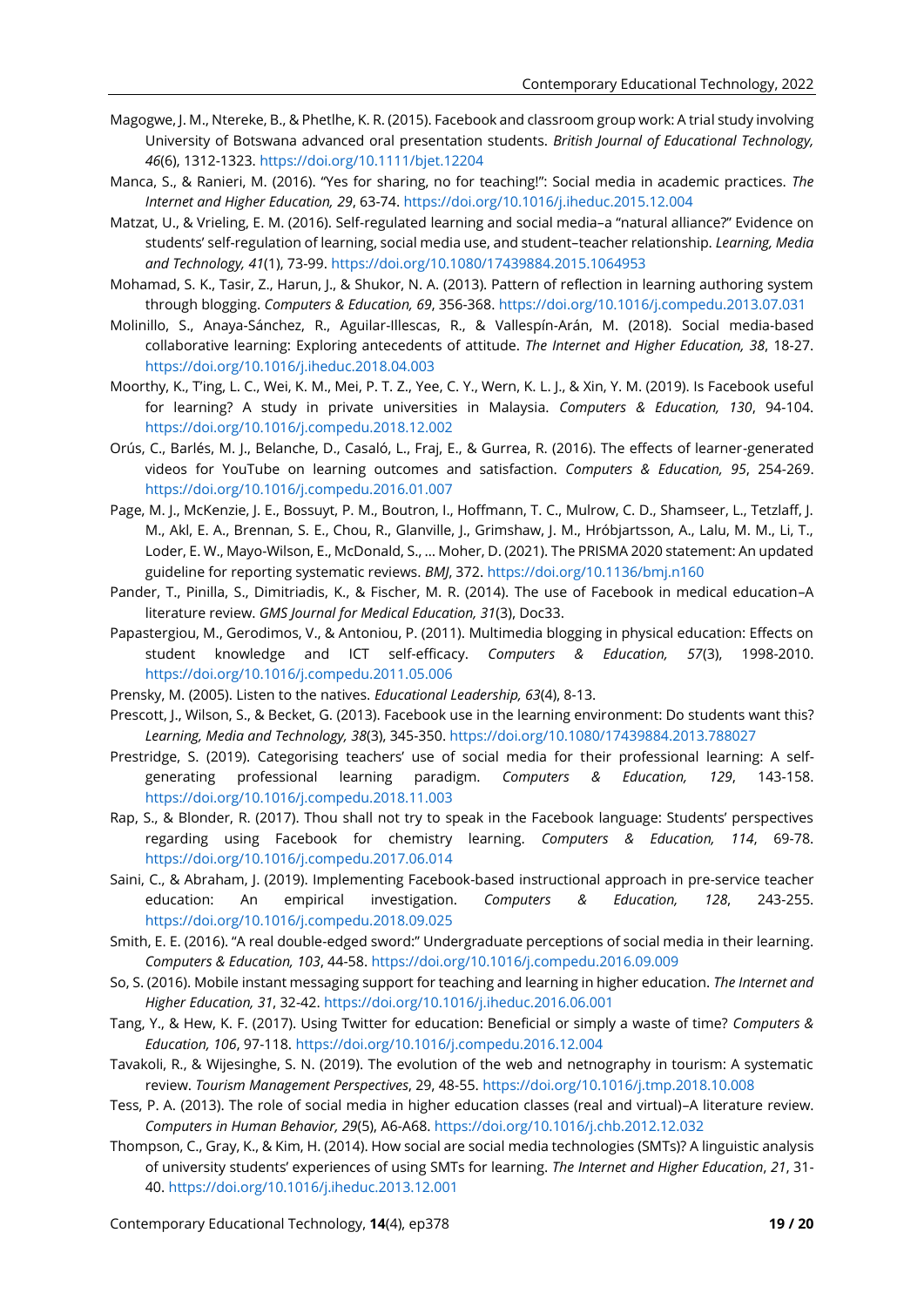Magogwe, J. M., Ntereke, B., & Phetlhe, K. R. (2015). Facebook and classroom group work: A trial study involving University of Botswana advanced oral presentation students. *British Journal of Educational Technology, 46*(6), 1312-1323. https://doi.org/10.1111/bjet.12204

Manca, S., & Ranieri, M. (2016). "Yes for sharing, no for teaching!": Social media in academic practices. *The Internet and Higher Education, 29*, 63-74. https://doi.org/10.1016/j.iheduc.2015.12.004

Matzat, U., & Vrieling, E. M. (2016). Self-regulated learning and social media–a "natural alliance?" Evidence on students' self-regulation of learning, social media use, and student–teacher relationship. *Learning, Media and Technology, 41*(1), 73-99. https://doi.org/10.1080/17439884.2015.1064953

Mohamad, S. K., Tasir, Z., Harun, J., & Shukor, N. A. (2013). Pattern of reflection in learning authoring system through blogging. *Computers & Education, 69*, 356-368. https://doi.org/10.1016/j.compedu.2013.07.031

Molinillo, S., Anaya-Sánchez, R., Aguilar-Illescas, R., & Vallespín-Arán, M. (2018). Social media-based collaborative learning: Exploring antecedents of attitude. *The Internet and Higher Education, 38*, 18-27. https://doi.org/10.1016/j.iheduc.2018.04.003

Moorthy, K., T'ing, L. C., Wei, K. M., Mei, P. T. Z., Yee, C. Y., Wern, K. L. J., & Xin, Y. M. (2019). Is Facebook useful for learning? A study in private universities in Malaysia. *Computers & Education, 130*, 94-104. https://doi.org/10.1016/j.compedu.2018.12.002

Orús, C., Barlés, M. J., Belanche, D., Casaló, L., Fraj, E., & Gurrea, R. (2016). The effects of learner-generated videos for YouTube on learning outcomes and satisfaction. *Computers & Education, 95*, 254-269. https://doi.org/10.1016/j.compedu.2016.01.007

Page, M. J., McKenzie, J. E., Bossuyt, P. M., Boutron, I., Hoffmann, T. C., Mulrow, C. D., Shamseer, L., Tetzlaff, J. M., Akl, E. A., Brennan, S. E., Chou, R., Glanville, J., Grimshaw, J. M., Hróbjartsson, A., Lalu, M. M., Li, T., Loder, E. W., Mayo-Wilson, E., McDonald, S., … Moher, D. (2021). The PRISMA 2020 statement: An updated guideline for reporting systematic reviews. *BMJ*, 372. https://doi.org/10.1136/bmj.n160

Pander, T., Pinilla, S., Dimitriadis, K., & Fischer, M. R. (2014). The use of Facebook in medical education–A literature review. *GMS Journal for Medical Education, 31*(3), Doc33.

Papastergiou, M., Gerodimos, V., & Antoniou, P. (2011). Multimedia blogging in physical education: Effects on student knowledge and ICT self-efficacy. *Computers & Education, 57*(3), 1998-2010. https://doi.org/10.1016/j.compedu.2011.05.006

Prensky, M. (2005). Listen to the natives. *Educational Leadership, 63*(4), 8-13.

Prescott, J., Wilson, S., & Becket, G. (2013). Facebook use in the learning environment: Do students want this? *Learning, Media and Technology, 38*(3), 345-350. https://doi.org/10.1080/17439884.2013.788027

Prestridge, S. (2019). Categorising teachers' use of social media for their professional learning: A self-generating professional learning paradigm. *Computers & Education, 129*, 143-158. https://doi.org/10.1016/j.compedu.2018.11.003

Rap, S., & Blonder, R. (2017). Thou shall not try to speak in the Facebook language: Students' perspectives regarding using Facebook for chemistry learning. *Computers & Education, 114*, 69-78. https://doi.org/10.1016/j.compedu.2017.06.014

Saini, C., & Abraham, J. (2019). Implementing Facebook-based instructional approach in pre-service teacher education: An empirical investigation. *Computers & Education, 128*, 243-255. https://doi.org/10.1016/j.compedu.2018.09.025

Smith, E. E. (2016). "A real double-edged sword:" Undergraduate perceptions of social media in their learning. *Computers & Education, 103*, 44-58. https://doi.org/10.1016/j.compedu.2016.09.009

So, S. (2016). Mobile instant messaging support for teaching and learning in higher education. *The Internet and Higher Education, 31*, 32-42. https://doi.org/10.1016/j.iheduc.2016.06.001

Tang, Y., & Hew, K. F. (2017). Using Twitter for education: Beneficial or simply a waste of time? *Computers & Education, 106*, 97-118. https://doi.org/10.1016/j.compedu.2016.12.004

Tavakoli, R., & Wijesinghe, S. N. (2019). The evolution of the web and netnography in tourism: A systematic review. *Tourism Management Perspectives*, 29, 48-55. https://doi.org/10.1016/j.tmp.2018.10.008

Tess, P. A. (2013). The role of social media in higher education classes (real and virtual)–A literature review. *Computers in Human Behavior, 29*(5), A6-A68. https://doi.org/10.1016/j.chb.2012.12.032

Thompson, C., Gray, K., & Kim, H. (2014). How social are social media technologies (SMTs)? A linguistic analysis of university students' experiences of using SMTs for learning. *The Internet and Higher Education*, *21*, 31-40. https://doi.org/10.1016/j.iheduc.2013.12.001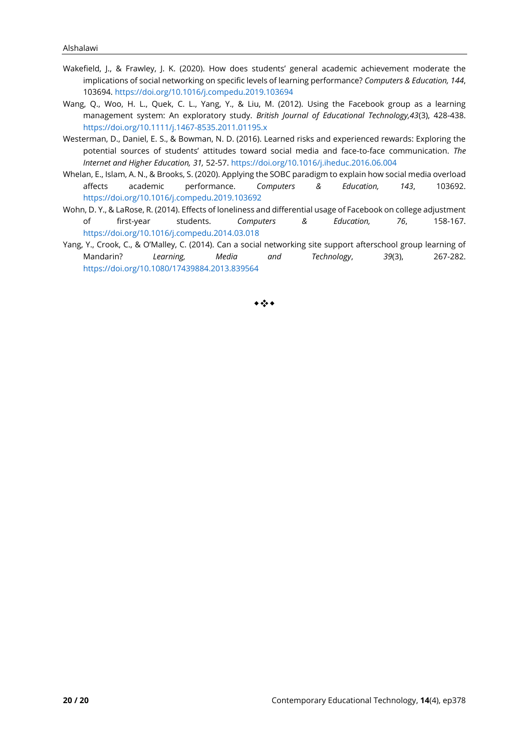Wakefield, J., & Frawley, J. K. (2020). How does students' general academic achievement moderate the implications of social networking on specific levels of learning performance? *Computers & Education, 144*, 103694. https://doi.org/10.1016/j.compedu.2019.103694

Wang, Q., Woo, H. L., Quek, C. L., Yang, Y., & Liu, M. (2012). Using the Facebook group as a learning management system: An exploratory study. *British Journal of Educational Technology,43*(3), 428-438. https://doi.org/10.1111/j.1467-8535.2011.01195.x

Westerman, D., Daniel, E. S., & Bowman, N. D. (2016). Learned risks and experienced rewards: Exploring the potential sources of students' attitudes toward social media and face-to-face communication. *The Internet and Higher Education, 31,* 52-57. https://doi.org/10.1016/j.iheduc.2016.06.004

Whelan, E., Islam, A. N., & Brooks, S. (2020). Applying the SOBC paradigm to explain how social media overload affects academic performance. *Computers & Education, 143*, 103692. https://doi.org/10.1016/j.compedu.2019.103692

Wohn, D. Y., & LaRose, R. (2014). Effects of loneliness and differential usage of Facebook on college adjustment of first-year students. *Computers & Education, 76*, 158-167. https://doi.org/10.1016/j.compedu.2014.03.018

Yang, Y., Crook, C., & O'Malley, C. (2014). Can a social networking site support afterschool group learning of Mandarin? *Learning, Media and Technology*, *39*(3), 267-282. https://doi.org/10.1080/17439884.2013.839564